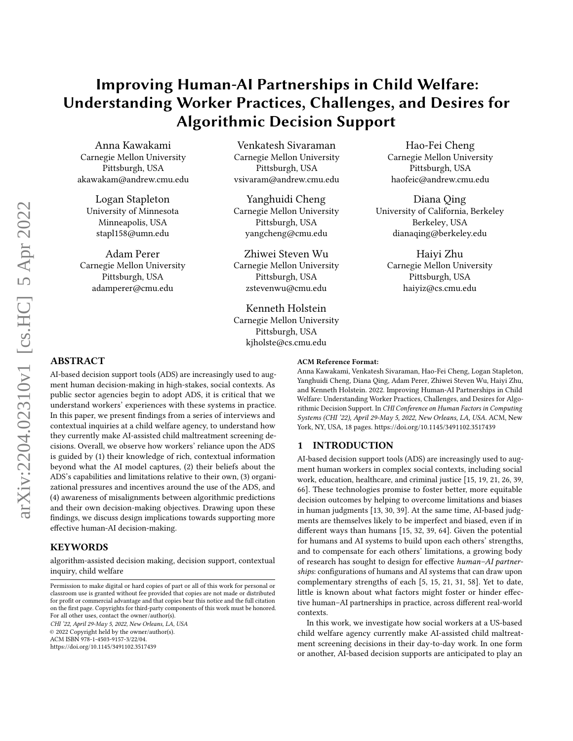# Improving Human-AI Partnerships in Child Welfare: Understanding Worker Practices, Challenges, and Desires for Algorithmic Decision Support

Anna Kawakami
Carnegie Mellon University
Pittsburgh, USA
akawakam@andrew.cmu.edu

Venkatesh Sivaraman
Carnegie Mellon University
Pittsburgh, USA
vsivaram@andrew.cmu.edu

Hao-Fei Cheng
Carnegie Mellon University
Pittsburgh, USA
haofeic@andrew.cmu.edu

Logan Stapleton
University of Minnesota
Minneapolis, USA
stapl158@umn.edu

Yanghuidi Cheng
Carnegie Mellon University
Pittsburgh, USA
yangcheng@cmu.edu

Diana Qing
University of California, Berkeley
Berkeley, USA
dianaqing@berkeley.edu

Adam Perer
Carnegie Mellon University
Pittsburgh, USA
adamperer@cmu.edu

Zhiwei Steven Wu
Carnegie Mellon University
Pittsburgh, USA
zstevenwu@cmu.edu

Haiyi Zhu
Carnegie Mellon University
Pittsburgh, USA
haiyiz@cs.cmu.edu

Kenneth Holstein
Carnegie Mellon University
Pittsburgh, USA
kjholste@cs.cmu.edu

## ABSTRACT

AI-based decision support tools (ADS) are increasingly used to augment human decision-making in high-stakes, social contexts. As public sector agencies begin to adopt ADS, it is critical that we understand workers' experiences with these systems in practice. In this paper, we present findings from a series of interviews and contextual inquiries at a child welfare agency, to understand how they currently make AI-assisted child maltreatment screening decisions. Overall, we observe how workers' reliance upon the ADS is guided by (1) their knowledge of rich, contextual information beyond what the AI model captures, (2) their beliefs about the ADS's capabilities and limitations relative to their own, (3) organizational pressures and incentives around the use of the ADS, and (4) awareness of misalignments between algorithmic predictions and their own decision-making objectives. Drawing upon these findings, we discuss design implications towards supporting more effective human-AI decision-making.

## KEYWORDS

algorithm-assisted decision making, decision support, contextual inquiry, child welfare

Permission to make digital or hard copies of part or all of this work for personal or classroom use is granted without fee provided that copies are not made or distributed for profit or commercial advantage and that copies bear this notice and the full citation on the first page. Copyrights for third-party components of this work must be honored. For all other uses, contact the owner/author(s).
*CHI '22, April 29-May 5, 2022, New Orleans, LA, USA*
© 2022 Copyright held by the owner/author(s).
ACM ISBN 978-1-4503-9157-3/22/04.
https://doi.org/10.1145/3491102.3517439

**ACM Reference Format:**
Anna Kawakami, Venkatesh Sivaraman, Hao-Fei Cheng, Logan Stapleton, Yanghuidi Cheng, Diana Qing, Adam Perer, Zhiwei Steven Wu, Haiyi Zhu, and Kenneth Holstein. 2022. Improving Human-AI Partnerships in Child Welfare: Understanding Worker Practices, Challenges, and Desires for Algorithmic Decision Support. In *CHI Conference on Human Factors in Computing Systems (CHI '22), April 29-May 5, 2022, New Orleans, LA, USA.* ACM, New York, NY, USA, 18 pages. https://doi.org/10.1145/3491102.3517439

## 1 INTRODUCTION

AI-based decision support tools (ADS) are increasingly used to augment human workers in complex social contexts, including social work, education, healthcare, and criminal justice [15, 19, 21, 26, 39, 66]. These technologies promise to foster better, more equitable decision outcomes by helping to overcome limitations and biases in human judgments [13, 30, 39]. At the same time, AI-based judgments are themselves likely to be imperfect and biased, even if in different ways than humans [15, 32, 39, 64]. Given the potential for humans and AI systems to build upon each others' strengths, and to compensate for each others' limitations, a growing body of research has sought to design for effective *human–AI partnerships*: configurations of humans and AI systems that can draw upon complementary strengths of each [5, 15, 21, 31, 58]. Yet to date, little is known about what factors might foster or hinder effective human–AI partnerships in practice, across different real-world contexts.

In this work, we investigate how social workers at a US-based child welfare agency currently make AI-assisted child maltreatment screening decisions in their day-to-day work. In one form or another, AI-based decision supports are anticipated to play an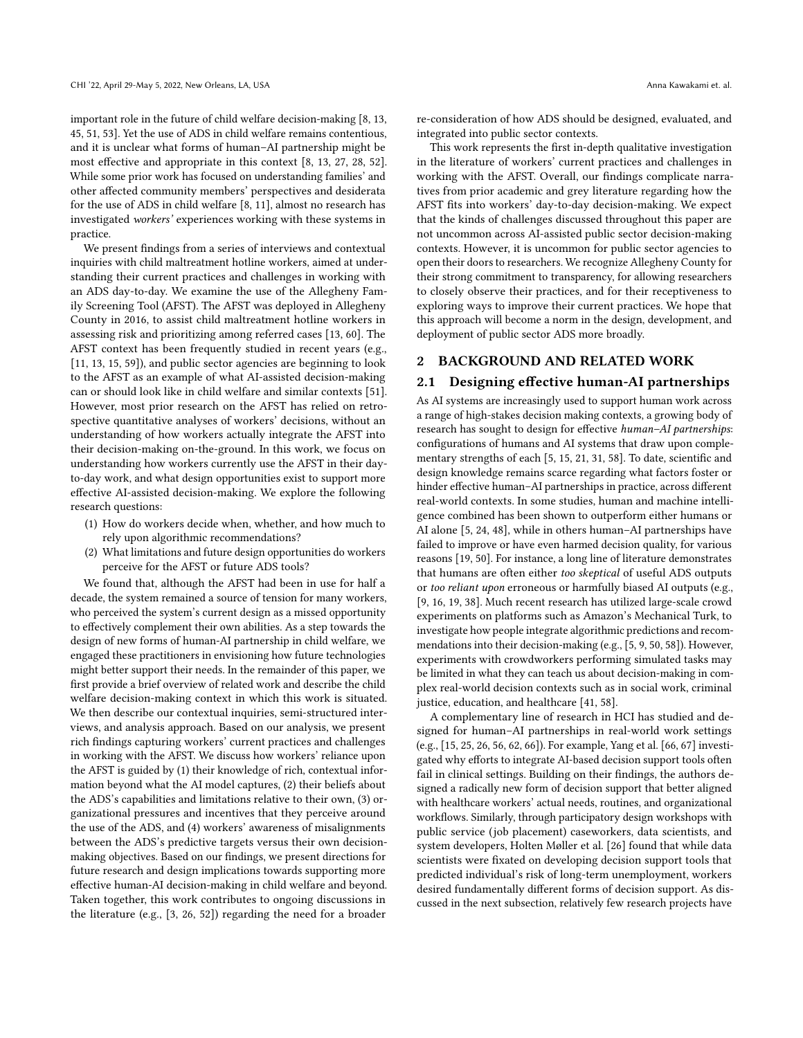important role in the future of child welfare decision-making [8, 13, 45, 51, 53]. Yet the use of ADS in child welfare remains contentious, and it is unclear what forms of human–AI partnership might be most effective and appropriate in this context [8, 13, 27, 28, 52]. While some prior work has focused on understanding families' and other affected community members' perspectives and desiderata for the use of ADS in child welfare [8, 11], almost no research has investigated *workers'* experiences working with these systems in practice.

We present findings from a series of interviews and contextual inquiries with child maltreatment hotline workers, aimed at understanding their current practices and challenges in working with an ADS day-to-day. We examine the use of the Allegheny Family Screening Tool (AFST). The AFST was deployed in Allegheny County in 2016, to assist child maltreatment hotline workers in assessing risk and prioritizing among referred cases [13, 60]. The AFST context has been frequently studied in recent years (e.g., [11, 13, 15, 59]), and public sector agencies are beginning to look to the AFST as an example of what AI-assisted decision-making can or should look like in child welfare and similar contexts [51]. However, most prior research on the AFST has relied on retrospective quantitative analyses of workers' decisions, without an understanding of how workers actually integrate the AFST into their decision-making on-the-ground. In this work, we focus on understanding how workers currently use the AFST in their day-to-day work, and what design opportunities exist to support more effective AI-assisted decision-making. We explore the following research questions:

1. How do workers decide when, whether, and how much to rely upon algorithmic recommendations?
2. What limitations and future design opportunities do workers perceive for the AFST or future ADS tools?

We found that, although the AFST had been in use for half a decade, the system remained a source of tension for many workers, who perceived the system's current design as a missed opportunity to effectively complement their own abilities. As a step towards the design of new forms of human-AI partnership in child welfare, we engaged these practitioners in envisioning how future technologies might better support their needs. In the remainder of this paper, we first provide a brief overview of related work and describe the child welfare decision-making context in which this work is situated. We then describe our contextual inquiries, semi-structured interviews, and analysis approach. Based on our analysis, we present rich findings capturing workers' current practices and challenges in working with the AFST. We discuss how workers' reliance upon the AFST is guided by (1) their knowledge of rich, contextual information beyond what the AI model captures, (2) their beliefs about the ADS's capabilities and limitations relative to their own, (3) organizational pressures and incentives that they perceive around the use of the ADS, and (4) workers' awareness of misalignments between the ADS's predictive targets versus their own decision-making objectives. Based on our findings, we present directions for future research and design implications towards supporting more effective human-AI decision-making in child welfare and beyond. Taken together, this work contributes to ongoing discussions in the literature (e.g., [3, 26, 52]) regarding the need for a broader re-consideration of how ADS should be designed, evaluated, and integrated into public sector contexts.

This work represents the first in-depth qualitative investigation in the literature of workers' current practices and challenges in working with the AFST. Overall, our findings complicate narratives from prior academic and grey literature regarding how the AFST fits into workers' day-to-day decision-making. We expect that the kinds of challenges discussed throughout this paper are not uncommon across AI-assisted public sector decision-making contexts. However, it is uncommon for public sector agencies to open their doors to researchers. We recognize Allegheny County for their strong commitment to transparency, for allowing researchers to closely observe their practices, and for their receptiveness to exploring ways to improve their current practices. We hope that this approach will become a norm in the design, development, and deployment of public sector ADS more broadly.

## 2 BACKGROUND AND RELATED WORK

### 2.1 Designing effective human-AI partnerships

As AI systems are increasingly used to support human work across a range of high-stakes decision making contexts, a growing body of research has sought to design for effective *human–AI partnerships*: configurations of humans and AI systems that draw upon complementary strengths of each [5, 15, 21, 31, 58]. To date, scientific and design knowledge remains scarce regarding what factors foster or hinder effective human–AI partnerships in practice, across different real-world contexts. In some studies, human and machine intelligence combined has been shown to outperform either humans or AI alone [5, 24, 48], while in others human–AI partnerships have failed to improve or have even harmed decision quality, for various reasons [19, 50]. For instance, a long line of literature demonstrates that humans are often either *too skeptical* of useful ADS outputs or *too reliant upon* erroneous or harmfully biased AI outputs (e.g., [9, 16, 19, 38]. Much recent research has utilized large-scale crowd experiments on platforms such as Amazon's Mechanical Turk, to investigate how people integrate algorithmic predictions and recommendations into their decision-making (e.g., [5, 9, 50, 58]). However, experiments with crowdworkers performing simulated tasks may be limited in what they can teach us about decision-making in complex real-world decision contexts such as in social work, criminal justice, education, and healthcare [41, 58].

A complementary line of research in HCI has studied and designed for human–AI partnerships in real-world work settings (e.g., [15, 25, 26, 56, 62, 66]). For example, Yang et al. [66, 67] investigated why efforts to integrate AI-based decision support tools often fail in clinical settings. Building on their findings, the authors designed a radically new form of decision support that better aligned with healthcare workers' actual needs, routines, and organizational workflows. Similarly, through participatory design workshops with public service (job placement) caseworkers, data scientists, and system developers, Holten Møller et al. [26] found that while data scientists were fixated on developing decision support tools that predicted individual's risk of long-term unemployment, workers desired fundamentally different forms of decision support. As discussed in the next subsection, relatively few research projects have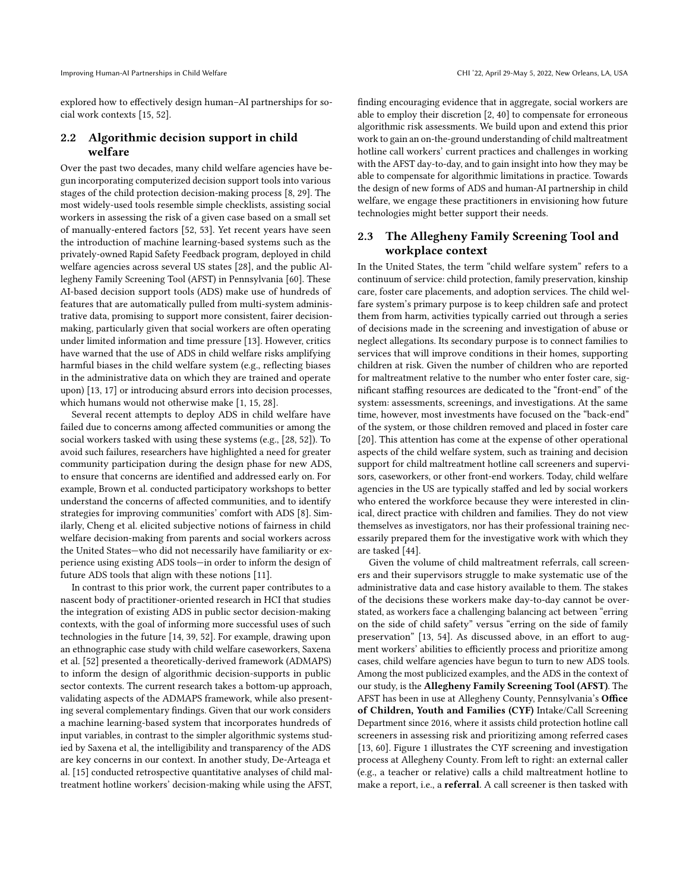explored how to effectively design human–AI partnerships for social work contexts [15, 52].

### 2.2 Algorithmic decision support in child welfare

Over the past two decades, many child welfare agencies have begun incorporating computerized decision support tools into various stages of the child protection decision-making process [8, 29]. The most widely-used tools resemble simple checklists, assisting social workers in assessing the risk of a given case based on a small set of manually-entered factors [52, 53]. Yet recent years have seen the introduction of machine learning-based systems such as the privately-owned Rapid Safety Feedback program, deployed in child welfare agencies across several US states [28], and the public Allegheny Family Screening Tool (AFST) in Pennsylvania [60]. These AI-based decision support tools (ADS) make use of hundreds of features that are automatically pulled from multi-system administrative data, promising to support more consistent, fairer decision-making, particularly given that social workers are often operating under limited information and time pressure [13]. However, critics have warned that the use of ADS in child welfare risks amplifying harmful biases in the child welfare system (e.g., reflecting biases in the administrative data on which they are trained and operate upon) [13, 17] or introducing absurd errors into decision processes, which humans would not otherwise make [1, 15, 28].

Several recent attempts to deploy ADS in child welfare have failed due to concerns among affected communities or among the social workers tasked with using these systems (e.g., [28, 52]). To avoid such failures, researchers have highlighted a need for greater community participation during the design phase for new ADS, to ensure that concerns are identified and addressed early on. For example, Brown et al. conducted participatory workshops to better understand the concerns of affected communities, and to identify strategies for improving communities' comfort with ADS [8]. Similarly, Cheng et al. elicited subjective notions of fairness in child welfare decision-making from parents and social workers across the United States—who did not necessarily have familiarity or experience using existing ADS tools—in order to inform the design of future ADS tools that align with these notions [11].

In contrast to this prior work, the current paper contributes to a nascent body of practitioner-oriented research in HCI that studies the integration of existing ADS in public sector decision-making contexts, with the goal of informing more successful uses of such technologies in the future [14, 39, 52]. For example, drawing upon an ethnographic case study with child welfare caseworkers, Saxena et al. [52] presented a theoretically-derived framework (ADMAPS) to inform the design of algorithmic decision-supports in public sector contexts. The current research takes a bottom-up approach, validating aspects of the ADMAPS framework, while also presenting several complementary findings. Given that our work considers a machine learning-based system that incorporates hundreds of input variables, in contrast to the simpler algorithmic systems studied by Saxena et al, the intelligibility and transparency of the ADS are key concerns in our context. In another study, De-Arteaga et al. [15] conducted retrospective quantitative analyses of child maltreatment hotline workers' decision-making while using the AFST, finding encouraging evidence that in aggregate, social workers are able to employ their discretion [2, 40] to compensate for erroneous algorithmic risk assessments. We build upon and extend this prior work to gain an on-the-ground understanding of child maltreatment hotline call workers' current practices and challenges in working with the AFST day-to-day, and to gain insight into how they may be able to compensate for algorithmic limitations in practice. Towards the design of new forms of ADS and human-AI partnership in child welfare, we engage these practitioners in envisioning how future technologies might better support their needs.

### 2.3 The Allegheny Family Screening Tool and workplace context

In the United States, the term "child welfare system" refers to a continuum of service: child protection, family preservation, kinship care, foster care placements, and adoption services. The child welfare system's primary purpose is to keep children safe and protect them from harm, activities typically carried out through a series of decisions made in the screening and investigation of abuse or neglect allegations. Its secondary purpose is to connect families to services that will improve conditions in their homes, supporting children at risk. Given the number of children who are reported for maltreatment relative to the number who enter foster care, significant staffing resources are dedicated to the "front-end" of the system: assessments, screenings, and investigations. At the same time, however, most investments have focused on the "back-end" of the system, or those children removed and placed in foster care [20]. This attention has come at the expense of other operational aspects of the child welfare system, such as training and decision support for child maltreatment hotline call screeners and supervisors, caseworkers, or other front-end workers. Today, child welfare agencies in the US are typically staffed and led by social workers who entered the workforce because they were interested in clinical, direct practice with children and families. They do not view themselves as investigators, nor has their professional training necessarily prepared them for the investigative work with which they are tasked [44].

Given the volume of child maltreatment referrals, call screeners and their supervisors struggle to make systematic use of the administrative data and case history available to them. The stakes of the decisions these workers make day-to-day cannot be overstated, as workers face a challenging balancing act between "erring on the side of child safety" versus "erring on the side of family preservation" [13, 54]. As discussed above, in an effort to augment workers' abilities to efficiently process and prioritize among cases, child welfare agencies have begun to turn to new ADS tools. Among the most publicized examples, and the ADS in the context of our study, is the **Allegheny Family Screening Tool (AFST)**. The AFST has been in use at Allegheny County, Pennsylvania's **Office of Children, Youth and Families (CYF)** Intake/Call Screening Department since 2016, where it assists child protection hotline call screeners in assessing risk and prioritizing among referred cases [13, 60]. Figure 1 illustrates the CYF screening and investigation process at Allegheny County. From left to right: an external caller (e.g., a teacher or relative) calls a child maltreatment hotline to make a report, i.e., a **referral**. A call screener is then tasked with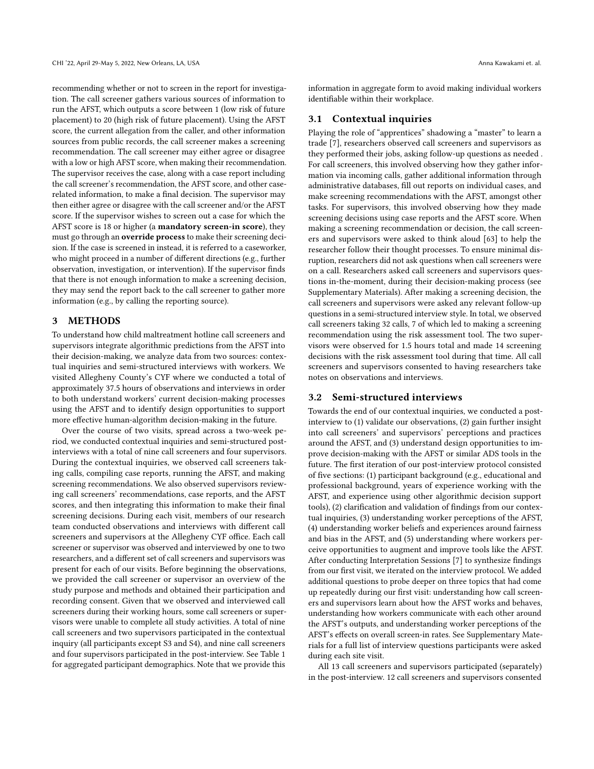recommending whether or not to screen in the report for investigation. The call screener gathers various sources of information to run the AFST, which outputs a score between 1 (low risk of future placement) to 20 (high risk of future placement). Using the AFST score, the current allegation from the caller, and other information sources from public records, the call screener makes a screening recommendation. The call screener may either agree or disagree with a low or high AFST score, when making their recommendation. The supervisor receives the case, along with a case report including the call screener's recommendation, the AFST score, and other case-related information, to make a final decision. The supervisor may then either agree or disagree with the call screener and/or the AFST score. If the supervisor wishes to screen out a case for which the AFST score is 18 or higher (a **mandatory screen-in score**), they must go through an **override process** to make their screening decision. If the case is screened in instead, it is referred to a caseworker, who might proceed in a number of different directions (e.g., further observation, investigation, or intervention). If the supervisor finds that there is not enough information to make a screening decision, they may send the report back to the call screener to gather more information (e.g., by calling the reporting source).

# 3 METHODS

To understand how child maltreatment hotline call screeners and supervisors integrate algorithmic predictions from the AFST into their decision-making, we analyze data from two sources: contextual inquiries and semi-structured interviews with workers. We visited Allegheny County's CYF where we conducted a total of approximately 37.5 hours of observations and interviews in order to both understand workers' current decision-making processes using the AFST and to identify design opportunities to support more effective human-algorithm decision-making in the future.

Over the course of two visits, spread across a two-week period, we conducted contextual inquiries and semi-structured post-interviews with a total of nine call screeners and four supervisors. During the contextual inquiries, we observed call screeners taking calls, compiling case reports, running the AFST, and making screening recommendations. We also observed supervisors reviewing call screeners' recommendations, case reports, and the AFST scores, and then integrating this information to make their final screening decisions. During each visit, members of our research team conducted observations and interviews with different call screeners and supervisors at the Allegheny CYF office. Each call screener or supervisor was observed and interviewed by one to two researchers, and a different set of call screeners and supervisors was present for each of our visits. Before beginning the observations, we provided the call screener or supervisor an overview of the study purpose and methods and obtained their participation and recording consent. Given that we observed and interviewed call screeners during their working hours, some call screeners or supervisors were unable to complete all study activities. A total of nine call screeners and two supervisors participated in the contextual inquiry (all participants except S3 and S4), and nine call screeners and four supervisors participated in the post-interview. See Table 1 for aggregated participant demographics. Note that we provide this information in aggregate form to avoid making individual workers identifiable within their workplace.

## 3.1 Contextual inquiries

Playing the role of "apprentices" shadowing a "master" to learn a trade [7], researchers observed call screeners and supervisors as they performed their jobs, asking follow-up questions as needed . For call screeners, this involved observing how they gather information via incoming calls, gather additional information through administrative databases, fill out reports on individual cases, and make screening recommendations with the AFST, amongst other tasks. For supervisors, this involved observing how they made screening decisions using case reports and the AFST score. When making a screening recommendation or decision, the call screeners and supervisors were asked to think aloud [63] to help the researcher follow their thought processes. To ensure minimal disruption, researchers did not ask questions when call screeners were on a call. Researchers asked call screeners and supervisors questions in-the-moment, during their decision-making process (see Supplementary Materials). After making a screening decision, the call screeners and supervisors were asked any relevant follow-up questions in a semi-structured interview style. In total, we observed call screeners taking 32 calls, 7 of which led to making a screening recommendation using the risk assessment tool. The two supervisors were observed for 1.5 hours total and made 14 screening decisions with the risk assessment tool during that time. All call screeners and supervisors consented to having researchers take notes on observations and interviews.

## 3.2 Semi-structured interviews

Towards the end of our contextual inquiries, we conducted a post-interview to (1) validate our observations, (2) gain further insight into call screeners' and supervisors' perceptions and practices around the AFST, and (3) understand design opportunities to improve decision-making with the AFST or similar ADS tools in the future. The first iteration of our post-interview protocol consisted of five sections: (1) participant background (e.g., educational and professional background, years of experience working with the AFST, and experience using other algorithmic decision support tools), (2) clarification and validation of findings from our contextual inquiries, (3) understanding worker perceptions of the AFST, (4) understanding worker beliefs and experiences around fairness and bias in the AFST, and (5) understanding where workers perceive opportunities to augment and improve tools like the AFST. After conducting Interpretation Sessions [7] to synthesize findings from our first visit, we iterated on the interview protocol. We added additional questions to probe deeper on three topics that had come up repeatedly during our first visit: understanding how call screeners and supervisors learn about how the AFST works and behaves, understanding how workers communicate with each other around the AFST's outputs, and understanding worker perceptions of the AFST's effects on overall screen-in rates. See Supplementary Materials for a full list of interview questions participants were asked during each site visit.

All 13 call screeners and supervisors participated (separately) in the post-interview. 12 call screeners and supervisors consented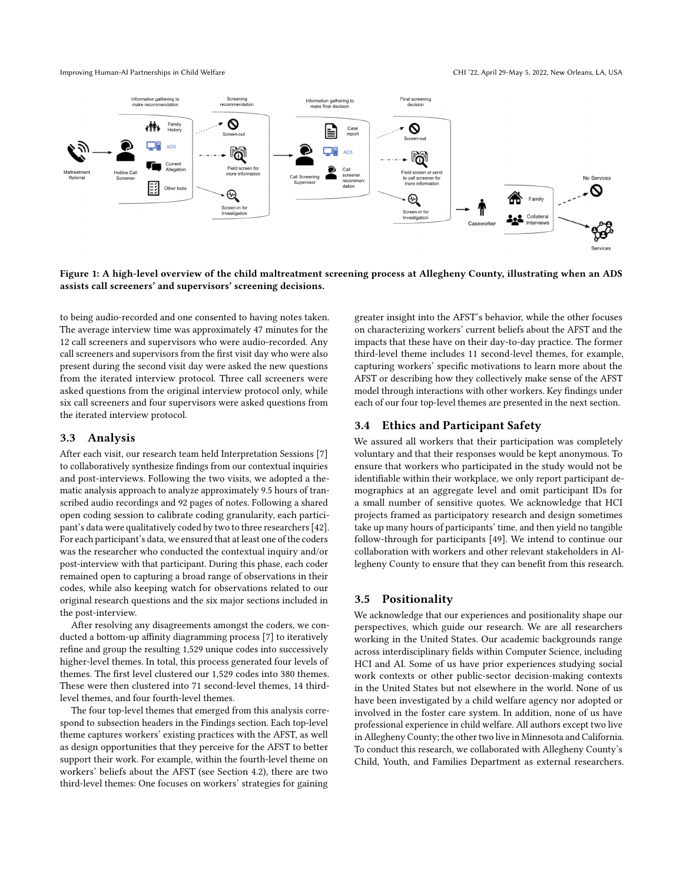**Figure 1: A high-level overview of the child maltreatment screening process at Allegheny County, illustrating when an ADS assists call screeners' and supervisors' screening decisions.**

to being audio-recorded and one consented to having notes taken. The average interview time was approximately 47 minutes for the 12 call screeners and supervisors who were audio-recorded. Any call screeners and supervisors from the first visit day who were also present during the second visit day were asked the new questions from the iterated interview protocol. Three call screeners were asked questions from the original interview protocol only, while six call screeners and four supervisors were asked questions from the iterated interview protocol.

## 3.3 Analysis

After each visit, our research team held Interpretation Sessions [7] to collaboratively synthesize findings from our contextual inquiries and post-interviews. Following the two visits, we adopted a thematic analysis approach to analyze approximately 9.5 hours of transcribed audio recordings and 92 pages of notes. Following a shared open coding session to calibrate coding granularity, each participant's data were qualitatively coded by two to three researchers [42]. For each participant's data, we ensured that at least one of the coders was the researcher who conducted the contextual inquiry and/or post-interview with that participant. During this phase, each coder remained open to capturing a broad range of observations in their codes, while also keeping watch for observations related to our original research questions and the six major sections included in the post-interview.

After resolving any disagreements amongst the coders, we conducted a bottom-up affinity diagramming process [7] to iteratively refine and group the resulting 1,529 unique codes into successively higher-level themes. In total, this process generated four levels of themes. The first level clustered our 1,529 codes into 380 themes. These were then clustered into 71 second-level themes, 14 third-level themes, and four fourth-level themes.

The four top-level themes that emerged from this analysis correspond to subsection headers in the Findings section. Each top-level theme captures workers' existing practices with the AFST, as well as design opportunities that they perceive for the AFST to better support their work. For example, within the fourth-level theme on workers' beliefs about the AFST (see Section 4.2), there are two third-level themes: One focuses on workers' strategies for gaining greater insight into the AFST's behavior, while the other focuses on characterizing workers' current beliefs about the AFST and the impacts that these have on their day-to-day practice. The former third-level theme includes 11 second-level themes, for example, capturing workers' specific motivations to learn more about the AFST or describing how they collectively make sense of the AFST model through interactions with other workers. Key findings under each of our four top-level themes are presented in the next section.

## 3.4 Ethics and Participant Safety

We assured all workers that their participation was completely voluntary and that their responses would be kept anonymous. To ensure that workers who participated in the study would not be identifiable within their workplace, we only report participant demographics at an aggregate level and omit participant IDs for a small number of sensitive quotes. We acknowledge that HCI projects framed as participatory research and design sometimes take up many hours of participants' time, and then yield no tangible follow-through for participants [49]. We intend to continue our collaboration with workers and other relevant stakeholders in Allegheny County to ensure that they can benefit from this research.

## 3.5 Positionality

We acknowledge that our experiences and positionality shape our perspectives, which guide our research. We are all researchers working in the United States. Our academic backgrounds range across interdisciplinary fields within Computer Science, including HCI and AI. Some of us have prior experiences studying social work contexts or other public-sector decision-making contexts in the United States but not elsewhere in the world. None of us have been investigated by a child welfare agency nor adopted or involved in the foster care system. In addition, none of us have professional experience in child welfare. All authors except two live in Allegheny County; the other two live in Minnesota and California. To conduct this research, we collaborated with Allegheny County's Child, Youth, and Families Department as external researchers.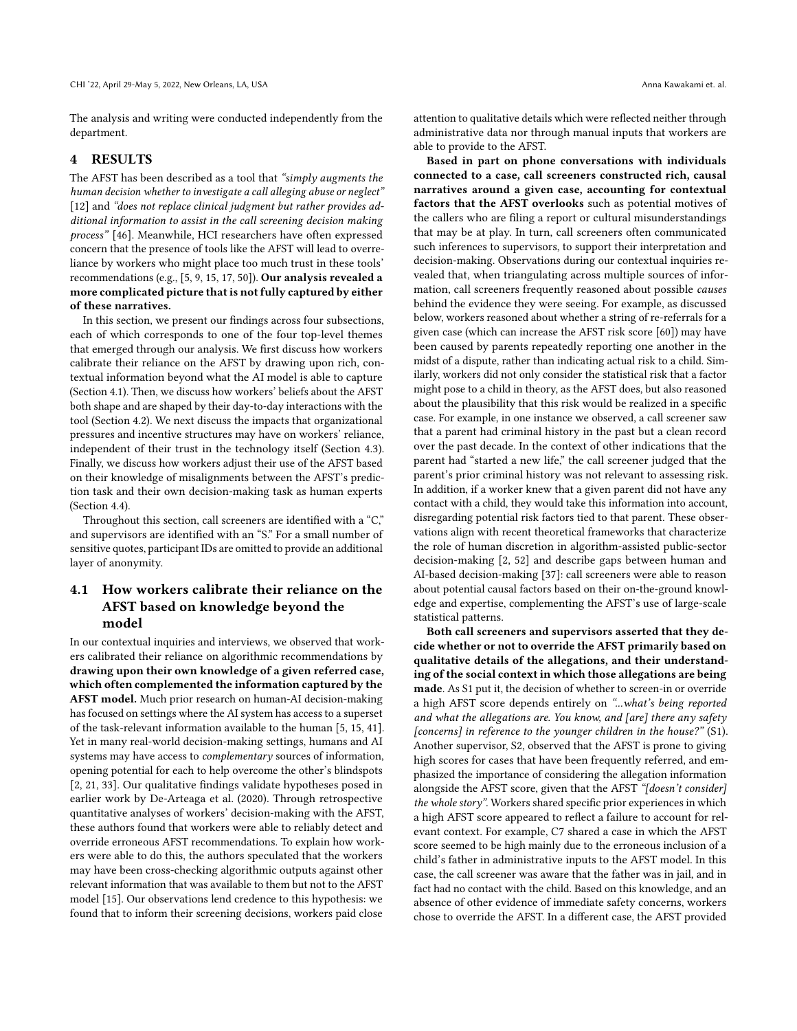The analysis and writing were conducted independently from the department.

## 4 RESULTS

The AFST has been described as a tool that *"simply augments the human decision whether to investigate a call alleging abuse or neglect"* [12] and *"does not replace clinical judgment but rather provides additional information to assist in the call screening decision making process"* [46]. Meanwhile, HCI researchers have often expressed concern that the presence of tools like the AFST will lead to overreliance by workers who might place too much trust in these tools' recommendations (e.g., [5, 9, 15, 17, 50]). **Our analysis revealed a more complicated picture that is not fully captured by either of these narratives.**

In this section, we present our findings across four subsections, each of which corresponds to one of the four top-level themes that emerged through our analysis. We first discuss how workers calibrate their reliance on the AFST by drawing upon rich, contextual information beyond what the AI model is able to capture (Section 4.1). Then, we discuss how workers' beliefs about the AFST both shape and are shaped by their day-to-day interactions with the tool (Section 4.2). We next discuss the impacts that organizational pressures and incentive structures may have on workers' reliance, independent of their trust in the technology itself (Section 4.3). Finally, we discuss how workers adjust their use of the AFST based on their knowledge of misalignments between the AFST's prediction task and their own decision-making task as human experts (Section 4.4).

Throughout this section, call screeners are identified with a "C," and supervisors are identified with an "S." For a small number of sensitive quotes, participant IDs are omitted to provide an additional layer of anonymity.

### 4.1 How workers calibrate their reliance on the AFST based on knowledge beyond the model

In our contextual inquiries and interviews, we observed that workers calibrated their reliance on algorithmic recommendations by **drawing upon their own knowledge of a given referred case, which often complemented the information captured by the AFST model.** Much prior research on human-AI decision-making has focused on settings where the AI system has access to a superset of the task-relevant information available to the human [5, 15, 41]. Yet in many real-world decision-making settings, humans and AI systems may have access to *complementary* sources of information, opening potential for each to help overcome the other's blindspots [2, 21, 33]. Our qualitative findings validate hypotheses posed in earlier work by De-Arteaga et al. (2020). Through retrospective quantitative analyses of workers' decision-making with the AFST, these authors found that workers were able to reliably detect and override erroneous AFST recommendations. To explain how workers were able to do this, the authors speculated that the workers may have been cross-checking algorithmic outputs against other relevant information that was available to them but not to the AFST model [15]. Our observations lend credence to this hypothesis: we found that to inform their screening decisions, workers paid close attention to qualitative details which were reflected neither through administrative data nor through manual inputs that workers are able to provide to the AFST.

**Based in part on phone conversations with individuals connected to a case, call screeners constructed rich, causal narratives around a given case, accounting for contextual factors that the AFST overlooks** such as potential motives of the callers who are filing a report or cultural misunderstandings that may be at play. In turn, call screeners often communicated such inferences to supervisors, to support their interpretation and decision-making. Observations during our contextual inquiries revealed that, when triangulating across multiple sources of information, call screeners frequently reasoned about possible *causes* behind the evidence they were seeing. For example, as discussed below, workers reasoned about whether a string of re-referrals for a given case (which can increase the AFST risk score [60]) may have been caused by parents repeatedly reporting one another in the midst of a dispute, rather than indicating actual risk to a child. Similarly, workers did not only consider the statistical risk that a factor might pose to a child in theory, as the AFST does, but also reasoned about the plausibility that this risk would be realized in a specific case. For example, in one instance we observed, a call screener saw that a parent had criminal history in the past but a clean record over the past decade. In the context of other indications that the parent had "started a new life," the call screener judged that the parent's prior criminal history was not relevant to assessing risk. In addition, if a worker knew that a given parent did not have any contact with a child, they would take this information into account, disregarding potential risk factors tied to that parent. These observations align with recent theoretical frameworks that characterize the role of human discretion in algorithm-assisted public-sector decision-making [2, 52] and describe gaps between human and AI-based decision-making [37]: call screeners were able to reason about potential causal factors based on their on-the-ground knowledge and expertise, complementing the AFST's use of large-scale statistical patterns.

**Both call screeners and supervisors asserted that they decide whether or not to override the AFST primarily based on qualitative details of the allegations, and their understanding of the social context in which those allegations are being made.** As S1 put it, the decision of whether to screen-in or override a high AFST score depends entirely on *"...what's being reported and what the allegations are. You know, and [are] there any safety [concerns] in reference to the younger children in the house?"* (S1). Another supervisor, S2, observed that the AFST is prone to giving high scores for cases that have been frequently referred, and emphasized the importance of considering the allegation information alongside the AFST score, given that the AFST *"[doesn't consider] the whole story"*. Workers shared specific prior experiences in which a high AFST score appeared to reflect a failure to account for relevant context. For example, C7 shared a case in which the AFST score seemed to be high mainly due to the erroneous inclusion of a child's father in administrative inputs to the AFST model. In this case, the call screener was aware that the father was in jail, and in fact had no contact with the child. Based on this knowledge, and an absence of other evidence of immediate safety concerns, workers chose to override the AFST. In a different case, the AFST provided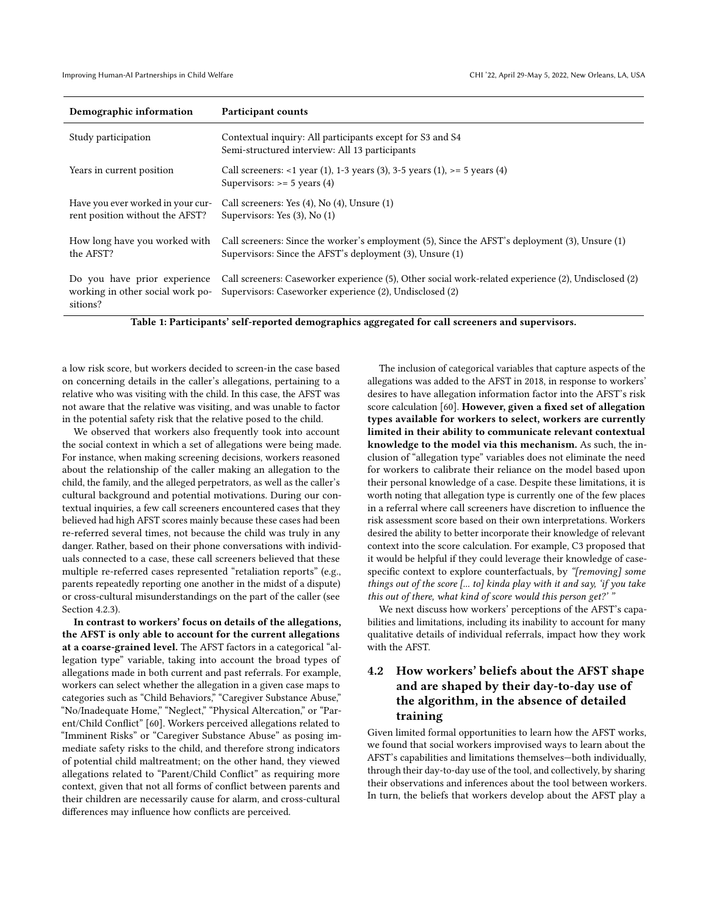| Demographic information | Participant counts |
|---|---|
| Study participation | Contextual inquiry: All participants except for S3 and S4<br>Semi-structured interview: All 13 participants |
| Years in current position | Call screeners: <1 year (1), 1-3 years (3), 3-5 years (1), >= 5 years (4)<br>Supervisors: >= 5 years (4) |
| Have you ever worked in your current position without the AFST? | Call screeners: Yes (4), No (4), Unsure (1)<br>Supervisors: Yes (3), No (1) |
| How long have you worked with the AFST? | Call screeners: Since the worker's employment (5), Since the AFST's deployment (3), Unsure (1)<br>Supervisors: Since the AFST's deployment (3), Unsure (1) |
| Do you have prior experience working in other social work positions? | Call screeners: Caseworker experience (5), Other social work-related experience (2), Undisclosed (2)<br>Supervisors: Caseworker experience (2), Undisclosed (2) |

**Table 1: Participants' self-reported demographics aggregated for call screeners and supervisors.**

a low risk score, but workers decided to screen-in the case based on concerning details in the caller's allegations, pertaining to a relative who was visiting with the child. In this case, the AFST was not aware that the relative was visiting, and was unable to factor in the potential safety risk that the relative posed to the child.

We observed that workers also frequently took into account the social context in which a set of allegations were being made. For instance, when making screening decisions, workers reasoned about the relationship of the caller making an allegation to the child, the family, and the alleged perpetrators, as well as the caller's cultural background and potential motivations. During our contextual inquiries, a few call screeners encountered cases that they believed had high AFST scores mainly because these cases had been re-referred several times, not because the child was truly in any danger. Rather, based on their phone conversations with individuals connected to a case, these call screeners believed that these multiple re-referred cases represented "retaliation reports" (e.g., parents repeatedly reporting one another in the midst of a dispute) or cross-cultural misunderstandings on the part of the caller (see Section 4.2.3).

**In contrast to workers' focus on details of the allegations, the AFST is only able to account for the current allegations at a coarse-grained level.** The AFST factors in a categorical "allegation type" variable, taking into account the broad types of allegations made in both current and past referrals. For example, workers can select whether the allegation in a given case maps to categories such as "Child Behaviors," "Caregiver Substance Abuse," "No/Inadequate Home," "Neglect," "Physical Altercation," or "Parent/Child Conflict" [60]. Workers perceived allegations related to "Imminent Risks" or "Caregiver Substance Abuse" as posing immediate safety risks to the child, and therefore strong indicators of potential child maltreatment; on the other hand, they viewed allegations related to "Parent/Child Conflict" as requiring more context, given that not all forms of conflict between parents and their children are necessarily cause for alarm, and cross-cultural differences may influence how conflicts are perceived.

The inclusion of categorical variables that capture aspects of the allegations was added to the AFST in 2018, in response to workers' desires to have allegation information factor into the AFST's risk score calculation [60]. **However, given a fixed set of allegation types available for workers to select, workers are currently limited in their ability to communicate relevant contextual knowledge to the model via this mechanism.** As such, the inclusion of "allegation type" variables does not eliminate the need for workers to calibrate their reliance on the model based upon their personal knowledge of a case. Despite these limitations, it is worth noting that allegation type is currently one of the few places in a referral where call screeners have discretion to influence the risk assessment score based on their own interpretations. Workers desired the ability to better incorporate their knowledge of relevant context into the score calculation. For example, C3 proposed that it would be helpful if they could leverage their knowledge of case-specific context to explore counterfactuals, by *"[removing] some things out of the score [... to] kinda play with it and say, 'if you take this out of there, what kind of score would this person get?' "*

We next discuss how workers' perceptions of the AFST's capabilities and limitations, including its inability to account for many qualitative details of individual referrals, impact how they work with the AFST.

## 4.2 How workers' beliefs about the AFST shape and are shaped by their day-to-day use of the algorithm, in the absence of detailed training

Given limited formal opportunities to learn how the AFST works, we found that social workers improvised ways to learn about the AFST's capabilities and limitations themselves—both individually, through their day-to-day use of the tool, and collectively, by sharing their observations and inferences about the tool between workers. In turn, the beliefs that workers develop about the AFST play a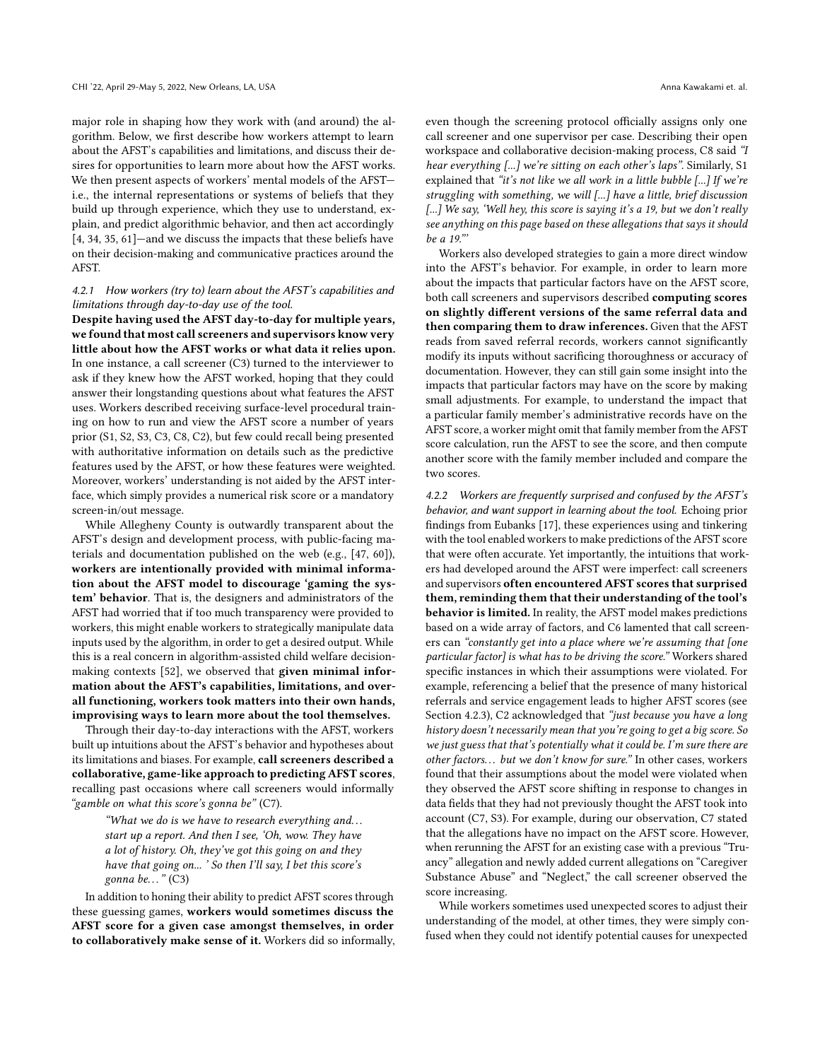major role in shaping how they work with (and around) the algorithm. Below, we first describe how workers attempt to learn about the AFST's capabilities and limitations, and discuss their desires for opportunities to learn more about how the AFST works. We then present aspects of workers' mental models of the AFST—i.e., the internal representations or systems of beliefs that they build up through experience, which they use to understand, explain, and predict algorithmic behavior, and then act accordingly [4, 34, 35, 61]—and we discuss the impacts that these beliefs have on their decision-making and communicative practices around the AFST.

#### 4.2.1 How workers (try to) learn about the AFST's capabilities and limitations through day-to-day use of the tool.

**Despite having used the AFST day-to-day for multiple years, we found that most call screeners and supervisors know very little about how the AFST works or what data it relies upon.** In one instance, a call screener (C3) turned to the interviewer to ask if they knew how the AFST worked, hoping that they could answer their longstanding questions about what features the AFST uses. Workers described receiving surface-level procedural training on how to run and view the AFST score a number of years prior (S1, S2, S3, C3, C8, C2), but few could recall being presented with authoritative information on details such as the predictive features used by the AFST, or how these features were weighted. Moreover, workers' understanding is not aided by the AFST interface, which simply provides a numerical risk score or a mandatory screen-in/out message.

While Allegheny County is outwardly transparent about the AFST's design and development process, with public-facing materials and documentation published on the web (e.g., [47, 60]), **workers are intentionally provided with minimal information about the AFST model to discourage 'gaming the system' behavior**. That is, the designers and administrators of the AFST had worried that if too much transparency were provided to workers, this might enable workers to strategically manipulate data inputs used by the algorithm, in order to get a desired output. While this is a real concern in algorithm-assisted child welfare decision-making contexts [52], we observed that **given minimal information about the AFST's capabilities, limitations, and overall functioning, workers took matters into their own hands, improvising ways to learn more about the tool themselves.**

Through their day-to-day interactions with the AFST, workers built up intuitions about the AFST's behavior and hypotheses about its limitations and biases. For example, **call screeners described a collaborative, game-like approach to predicting AFST scores**, recalling past occasions where call screeners would informally *"gamble on what this score's gonna be"* (C7).

> *"What we do is we have to research everything and… start up a report. And then I see, 'Oh, wow. They have a lot of history. Oh, they've got this going on and they have that going on... ' So then I'll say, I bet this score's gonna be…"* (C3)

In addition to honing their ability to predict AFST scores through these guessing games, **workers would sometimes discuss the AFST score for a given case amongst themselves, in order to collaboratively make sense of it.** Workers did so informally, even though the screening protocol officially assigns only one call screener and one supervisor per case. Describing their open workspace and collaborative decision-making process, C8 said *"I hear everything [...] we're sitting on each other's laps"*. Similarly, S1 explained that *"it's not like we all work in a little bubble [...] If we're struggling with something, we will [...] have a little, brief discussion [...] We say, 'Well hey, this score is saying it's a 19, but we don't really see anything on this page based on these allegations that says it should be a 19.'"*

Workers also developed strategies to gain a more direct window into the AFST's behavior. For example, in order to learn more about the impacts that particular factors have on the AFST score, both call screeners and supervisors described **computing scores on slightly different versions of the same referral data and then comparing them to draw inferences.** Given that the AFST reads from saved referral records, workers cannot significantly modify its inputs without sacrificing thoroughness or accuracy of documentation. However, they can still gain some insight into the impacts that particular factors may have on the score by making small adjustments. For example, to understand the impact that a particular family member's administrative records have on the AFST score, a worker might omit that family member from the AFST score calculation, run the AFST to see the score, and then compute another score with the family member included and compare the two scores.

#### 4.2.2 Workers are frequently surprised and confused by the AFST's behavior, and want support in learning about the tool.

Echoing prior findings from Eubanks [17], these experiences using and tinkering with the tool enabled workers to make predictions of the AFST score that were often accurate. Yet importantly, the intuitions that workers had developed around the AFST were imperfect: call screeners and supervisors **often encountered AFST scores that surprised them, reminding them that their understanding of the tool's behavior is limited.** In reality, the AFST model makes predictions based on a wide array of factors, and C6 lamented that call screeners can *"constantly get into a place where we're assuming that [one particular factor] is what has to be driving the score."* Workers shared specific instances in which their assumptions were violated. For example, referencing a belief that the presence of many historical referrals and service engagement leads to higher AFST scores (see Section 4.2.3), C2 acknowledged that *"just because you have a long history doesn't necessarily mean that you're going to get a big score. So we just guess that that's potentially what it could be. I'm sure there are other factors… but we don't know for sure."* In other cases, workers found that their assumptions about the model were violated when they observed the AFST score shifting in response to changes in data fields that they had not previously thought the AFST took into account (C7, S3). For example, during our observation, C7 stated that the allegations have no impact on the AFST score. However, when rerunning the AFST for an existing case with a previous "Truancy" allegation and newly added current allegations on "Caregiver Substance Abuse" and "Neglect," the call screener observed the score increasing.

While workers sometimes used unexpected scores to adjust their understanding of the model, at other times, they were simply confused when they could not identify potential causes for unexpected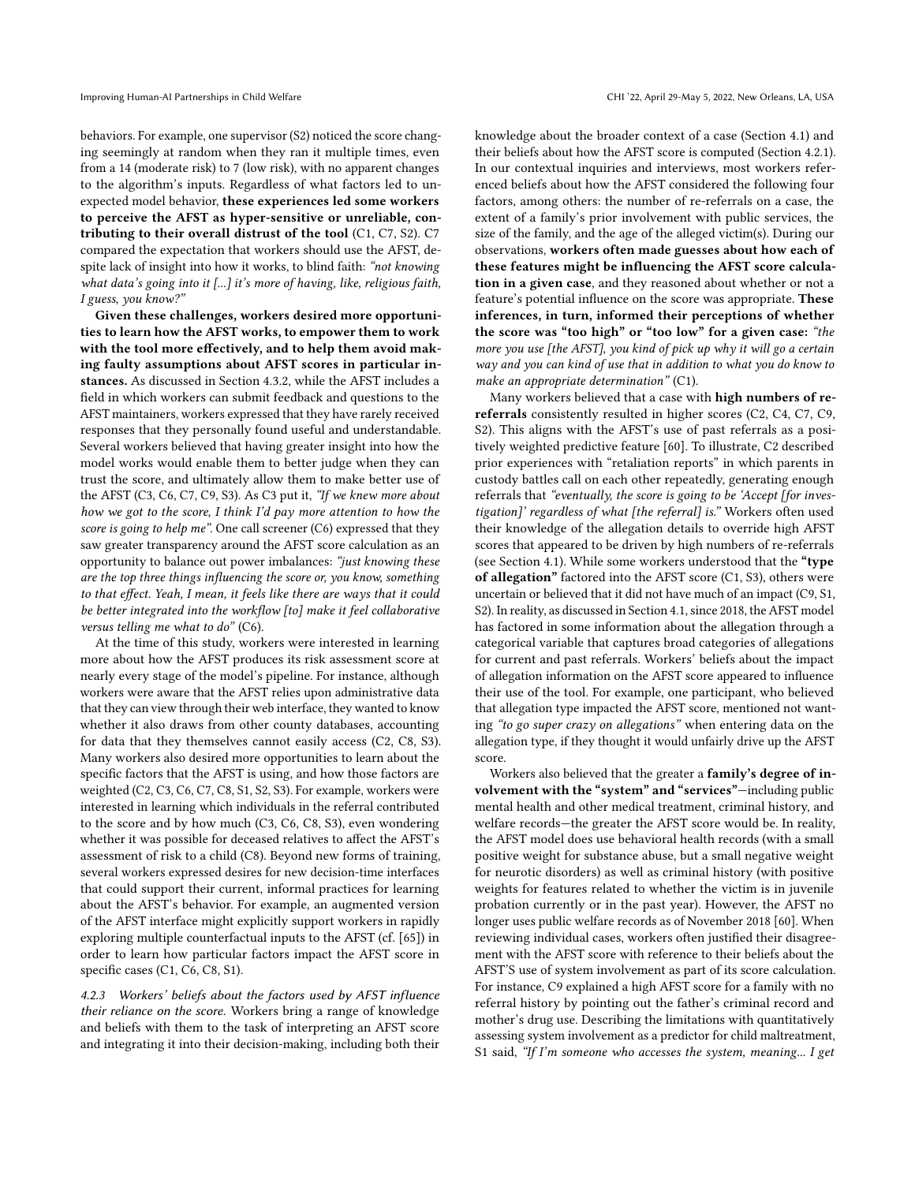behaviors. For example, one supervisor (S2) noticed the score changing seemingly at random when they ran it multiple times, even from a 14 (moderate risk) to 7 (low risk), with no apparent changes to the algorithm's inputs. Regardless of what factors led to unexpected model behavior, **these experiences led some workers to perceive the AFST as hyper-sensitive or unreliable, contributing to their overall distrust of the tool** (C1, C7, S2). C7 compared the expectation that workers should use the AFST, despite lack of insight into how it works, to blind faith: *"not knowing what data's going into it [...] it's more of having, like, religious faith, I guess, you know?"*

**Given these challenges, workers desired more opportunities to learn how the AFST works, to empower them to work with the tool more effectively, and to help them avoid making faulty assumptions about AFST scores in particular instances.** As discussed in Section 4.3.2, while the AFST includes a field in which workers can submit feedback and questions to the AFST maintainers, workers expressed that they have rarely received responses that they personally found useful and understandable. Several workers believed that having greater insight into how the model works would enable them to better judge when they can trust the score, and ultimately allow them to make better use of the AFST (C3, C6, C7, C9, S3). As C3 put it, *"If we knew more about how we got to the score, I think I'd pay more attention to how the score is going to help me"*. One call screener (C6) expressed that they saw greater transparency around the AFST score calculation as an opportunity to balance out power imbalances: *"just knowing these are the top three things influencing the score or, you know, something to that effect. Yeah, I mean, it feels like there are ways that it could be better integrated into the workflow [to] make it feel collaborative versus telling me what to do"* (C6).

At the time of this study, workers were interested in learning more about how the AFST produces its risk assessment score at nearly every stage of the model's pipeline. For instance, although workers were aware that the AFST relies upon administrative data that they can view through their web interface, they wanted to know whether it also draws from other county databases, accounting for data that they themselves cannot easily access (C2, C8, S3). Many workers also desired more opportunities to learn about the specific factors that the AFST is using, and how those factors are weighted (C2, C3, C6, C7, C8, S1, S2, S3). For example, workers were interested in learning which individuals in the referral contributed to the score and by how much (C3, C6, C8, S3), even wondering whether it was possible for deceased relatives to affect the AFST's assessment of risk to a child (C8). Beyond new forms of training, several workers expressed desires for new decision-time interfaces that could support their current, informal practices for learning about the AFST's behavior. For example, an augmented version of the AFST interface might explicitly support workers in rapidly exploring multiple counterfactual inputs to the AFST (cf. [65]) in order to learn how particular factors impact the AFST score in specific cases (C1, C6, C8, S1).

*4.2.3 Workers' beliefs about the factors used by AFST influence their reliance on the score.* Workers bring a range of knowledge and beliefs with them to the task of interpreting an AFST score and integrating it into their decision-making, including both their knowledge about the broader context of a case (Section 4.1) and their beliefs about how the AFST score is computed (Section 4.2.1). In our contextual inquiries and interviews, most workers referenced beliefs about how the AFST considered the following four factors, among others: the number of re-referrals on a case, the extent of a family's prior involvement with public services, the size of the family, and the age of the alleged victim(s). During our observations, **workers often made guesses about how each of these features might be influencing the AFST score calculation in a given case**, and they reasoned about whether or not a feature's potential influence on the score was appropriate. **These inferences, in turn, informed their perceptions of whether the score was "too high" or "too low" for a given case:** *"the more you use [the AFST], you kind of pick up why it will go a certain way and you can kind of use that in addition to what you do know to make an appropriate determination"* (C1).

Many workers believed that a case with **high numbers of re-referrals** consistently resulted in higher scores (C2, C4, C7, C9, S2). This aligns with the AFST's use of past referrals as a positively weighted predictive feature [60]. To illustrate, C2 described prior experiences with "retaliation reports" in which parents in custody battles call on each other repeatedly, generating enough referrals that *"eventually, the score is going to be 'Accept [for investigation]' regardless of what [the referral] is."* Workers often used their knowledge of the allegation details to override high AFST scores that appeared to be driven by high numbers of re-referrals (see Section 4.1). While some workers understood that the **"type of allegation"** factored into the AFST score (C1, S3), others were uncertain or believed that it did not have much of an impact (C9, S1, S2). In reality, as discussed in Section 4.1, since 2018, the AFST model has factored in some information about the allegation through a categorical variable that captures broad categories of allegations for current and past referrals. Workers' beliefs about the impact of allegation information on the AFST score appeared to influence their use of the tool. For example, one participant, who believed that allegation type impacted the AFST score, mentioned not wanting *"to go super crazy on allegations"* when entering data on the allegation type, if they thought it would unfairly drive up the AFST score.

Workers also believed that the greater a **family's degree of involvement with the "system" and "services"**—including public mental health and other medical treatment, criminal history, and welfare records—the greater the AFST score would be. In reality, the AFST model does use behavioral health records (with a small positive weight for substance abuse, but a small negative weight for neurotic disorders) as well as criminal history (with positive weights for features related to whether the victim is in juvenile probation currently or in the past year). However, the AFST no longer uses public welfare records as of November 2018 [60]. When reviewing individual cases, workers often justified their disagreement with the AFST score with reference to their beliefs about the AFST'S use of system involvement as part of its score calculation. For instance, C9 explained a high AFST score for a family with no referral history by pointing out the father's criminal record and mother's drug use. Describing the limitations with quantitatively assessing system involvement as a predictor for child maltreatment, S1 said, *"If I'm someone who accesses the system, meaning... I get*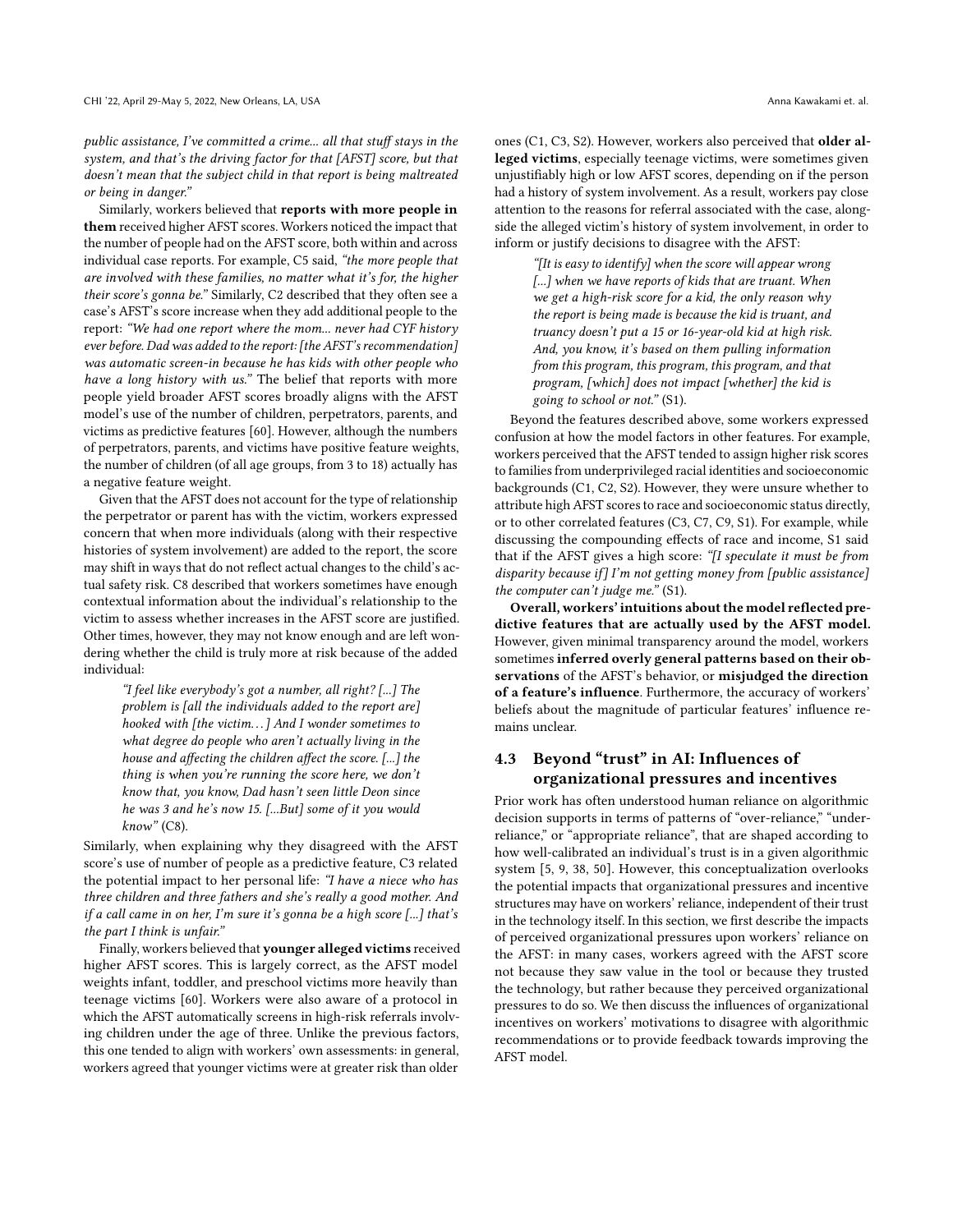*public assistance, I've committed a crime... all that stuff stays in the system, and that's the driving factor for that [AFST] score, but that doesn't mean that the subject child in that report is being maltreated or being in danger."*

Similarly, workers believed that **reports with more people in them** received higher AFST scores. Workers noticed the impact that the number of people had on the AFST score, both within and across individual case reports. For example, C5 said, *"the more people that are involved with these families, no matter what it's for, the higher their score's gonna be."* Similarly, C2 described that they often see a case's AFST's score increase when they add additional people to the report: *"We had one report where the mom... never had CYF history ever before. Dad was added to the report: [the AFST's recommendation] was automatic screen-in because he has kids with other people who have a long history with us."* The belief that reports with more people yield broader AFST scores broadly aligns with the AFST model's use of the number of children, perpetrators, parents, and victims as predictive features [60]. However, although the numbers of perpetrators, parents, and victims have positive feature weights, the number of children (of all age groups, from 3 to 18) actually has a negative feature weight.

Given that the AFST does not account for the type of relationship the perpetrator or parent has with the victim, workers expressed concern that when more individuals (along with their respective histories of system involvement) are added to the report, the score may shift in ways that do not reflect actual changes to the child's actual safety risk. C8 described that workers sometimes have enough contextual information about the individual's relationship to the victim to assess whether increases in the AFST score are justified. Other times, however, they may not know enough and are left wondering whether the child is truly more at risk because of the added individual:

> *"I feel like everybody's got a number, all right? [...] The problem is [all the individuals added to the report are] hooked with [the victim…] And I wonder sometimes to what degree do people who aren't actually living in the house and affecting the children affect the score. [...] the thing is when you're running the score here, we don't know that, you know, Dad hasn't seen little Deon since he was 3 and he's now 15. [...But] some of it you would know"* (C8).

Similarly, when explaining why they disagreed with the AFST score's use of number of people as a predictive feature, C3 related the potential impact to her personal life: *"I have a niece who has three children and three fathers and she's really a good mother. And if a call came in on her, I'm sure it's gonna be a high score [...] that's the part I think is unfair."*

Finally, workers believed that **younger alleged victims** received higher AFST scores. This is largely correct, as the AFST model weights infant, toddler, and preschool victims more heavily than teenage victims [60]. Workers were also aware of a protocol in which the AFST automatically screens in high-risk referrals involving children under the age of three. Unlike the previous factors, this one tended to align with workers' own assessments: in general, workers agreed that younger victims were at greater risk than older ones (C1, C3, S2). However, workers also perceived that **older alleged victims**, especially teenage victims, were sometimes given unjustifiably high or low AFST scores, depending on if the person had a history of system involvement. As a result, workers pay close attention to the reasons for referral associated with the case, alongside the alleged victim's history of system involvement, in order to inform or justify decisions to disagree with the AFST:

> *"[It is easy to identify] when the score will appear wrong [...] when we have reports of kids that are truant. When we get a high-risk score for a kid, the only reason why the report is being made is because the kid is truant, and truancy doesn't put a 15 or 16-year-old kid at high risk. And, you know, it's based on them pulling information from this program, this program, this program, and that program, [which] does not impact [whether] the kid is going to school or not."* (S1).

Beyond the features described above, some workers expressed confusion at how the model factors in other features. For example, workers perceived that the AFST tended to assign higher risk scores to families from underprivileged racial identities and socioeconomic backgrounds (C1, C2, S2). However, they were unsure whether to attribute high AFST scores to race and socioeconomic status directly, or to other correlated features (C3, C7, C9, S1). For example, while discussing the compounding effects of race and income, S1 said that if the AFST gives a high score: *"[I speculate it must be from disparity because if] I'm not getting money from [public assistance] the computer can't judge me."* (S1).

**Overall, workers' intuitions about the model reflected predictive features that are actually used by the AFST model.** However, given minimal transparency around the model, workers sometimes **inferred overly general patterns based on their observations** of the AFST's behavior, or **misjudged the direction of a feature's influence**. Furthermore, the accuracy of workers' beliefs about the magnitude of particular features' influence remains unclear.

### 4.3 Beyond "trust" in AI: Influences of organizational pressures and incentives

Prior work has often understood human reliance on algorithmic decision supports in terms of patterns of "over-reliance," "under-reliance," or "appropriate reliance", that are shaped according to how well-calibrated an individual's trust is in a given algorithmic system [5, 9, 38, 50]. However, this conceptualization overlooks the potential impacts that organizational pressures and incentive structures may have on workers' reliance, independent of their trust in the technology itself. In this section, we first describe the impacts of perceived organizational pressures upon workers' reliance on the AFST: in many cases, workers agreed with the AFST score not because they saw value in the tool or because they trusted the technology, but rather because they perceived organizational pressures to do so. We then discuss the influences of organizational incentives on workers' motivations to disagree with algorithmic recommendations or to provide feedback towards improving the AFST model.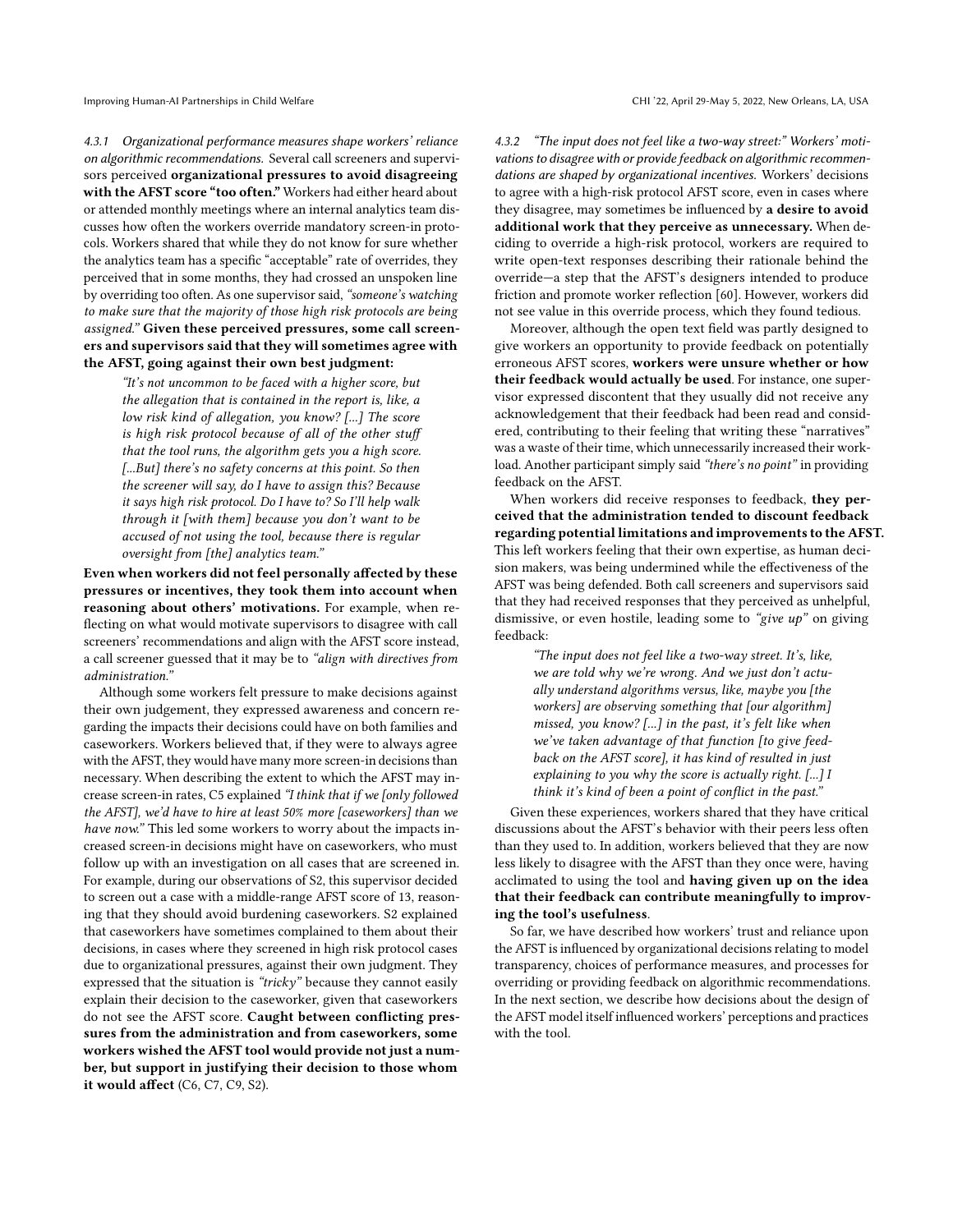#### 4.3.1 Organizational performance measures shape workers' reliance on algorithmic recommendations.

Several call screeners and supervisors perceived **organizational pressures to avoid disagreeing with the AFST score "too often."** Workers had either heard about or attended monthly meetings where an internal analytics team discusses how often the workers override mandatory screen-in protocols. Workers shared that while they do not know for sure whether the analytics team has a specific "acceptable" rate of overrides, they perceived that in some months, they had crossed an unspoken line by overriding too often. As one supervisor said, *"someone's watching to make sure that the majority of those high risk protocols are being assigned."* **Given these perceived pressures, some call screeners and supervisors said that they will sometimes agree with the AFST, going against their own best judgment:**

> *"It's not uncommon to be faced with a higher score, but the allegation that is contained in the report is, like, a low risk kind of allegation, you know? [...] The score is high risk protocol because of all of the other stuff that the tool runs, the algorithm gets you a high score. [...But] there's no safety concerns at this point. So then the screener will say, do I have to assign this? Because it says high risk protocol. Do I have to? So I'll help walk through it [with them] because you don't want to be accused of not using the tool, because there is regular oversight from [the] analytics team."*

**Even when workers did not feel personally affected by these pressures or incentives, they took them into account when reasoning about others' motivations.** For example, when reflecting on what would motivate supervisors to disagree with call screeners' recommendations and align with the AFST score instead, a call screener guessed that it may be to *"align with directives from administration."*

Although some workers felt pressure to make decisions against their own judgement, they expressed awareness and concern regarding the impacts their decisions could have on both families and caseworkers. Workers believed that, if they were to always agree with the AFST, they would have many more screen-in decisions than necessary. When describing the extent to which the AFST may increase screen-in rates, C5 explained *"I think that if we [only followed the AFST], we'd have to hire at least 50% more [caseworkers] than we have now."* This led some workers to worry about the impacts increased screen-in decisions might have on caseworkers, who must follow up with an investigation on all cases that are screened in. For example, during our observations of S2, this supervisor decided to screen out a case with a middle-range AFST score of 13, reasoning that they should avoid burdening caseworkers. S2 explained that caseworkers have sometimes complained to them about their decisions, in cases where they screened in high risk protocol cases due to organizational pressures, against their own judgment. They expressed that the situation is *"tricky"* because they cannot easily explain their decision to the caseworker, given that caseworkers do not see the AFST score. **Caught between conflicting pressures from the administration and from caseworkers, some workers wished the AFST tool would provide not just a number, but support in justifying their decision to those whom it would affect** (C6, C7, C9, S2).

#### 4.3.2 "The input does not feel like a two-way street:" Workers' motivations to disagree with or provide feedback on algorithmic recommendations are shaped by organizational incentives.

Workers' decisions to agree with a high-risk protocol AFST score, even in cases where they disagree, may sometimes be influenced by **a desire to avoid additional work that they perceive as unnecessary.** When deciding to override a high-risk protocol, workers are required to write open-text responses describing their rationale behind the override—a step that the AFST's designers intended to produce friction and promote worker reflection [60]. However, workers did not see value in this override process, which they found tedious.

Moreover, although the open text field was partly designed to give workers an opportunity to provide feedback on potentially erroneous AFST scores, **workers were unsure whether or how their feedback would actually be used**. For instance, one supervisor expressed discontent that they usually did not receive any acknowledgement that their feedback had been read and considered, contributing to their feeling that writing these "narratives" was a waste of their time, which unnecessarily increased their workload. Another participant simply said *"there's no point"* in providing feedback on the AFST.

When workers did receive responses to feedback, **they perceived that the administration tended to discount feedback regarding potential limitations and improvements to the AFST.** This left workers feeling that their own expertise, as human decision makers, was being undermined while the effectiveness of the AFST was being defended. Both call screeners and supervisors said that they had received responses that they perceived as unhelpful, dismissive, or even hostile, leading some to *"give up"* on giving feedback:

> *"The input does not feel like a two-way street. It's, like, we are told why we're wrong. And we just don't actually understand algorithms versus, like, maybe you [the workers] are observing something that [our algorithm] missed, you know? [...] in the past, it's felt like when we've taken advantage of that function [to give feedback on the AFST score], it has kind of resulted in just explaining to you why the score is actually right. [...] I think it's kind of been a point of conflict in the past."*

Given these experiences, workers shared that they have critical discussions about the AFST's behavior with their peers less often than they used to. In addition, workers believed that they are now less likely to disagree with the AFST than they once were, having acclimated to using the tool and **having given up on the idea that their feedback can contribute meaningfully to improving the tool's usefulness**.

So far, we have described how workers' trust and reliance upon the AFST is influenced by organizational decisions relating to model transparency, choices of performance measures, and processes for overriding or providing feedback on algorithmic recommendations. In the next section, we describe how decisions about the design of the AFST model itself influenced workers' perceptions and practices with the tool.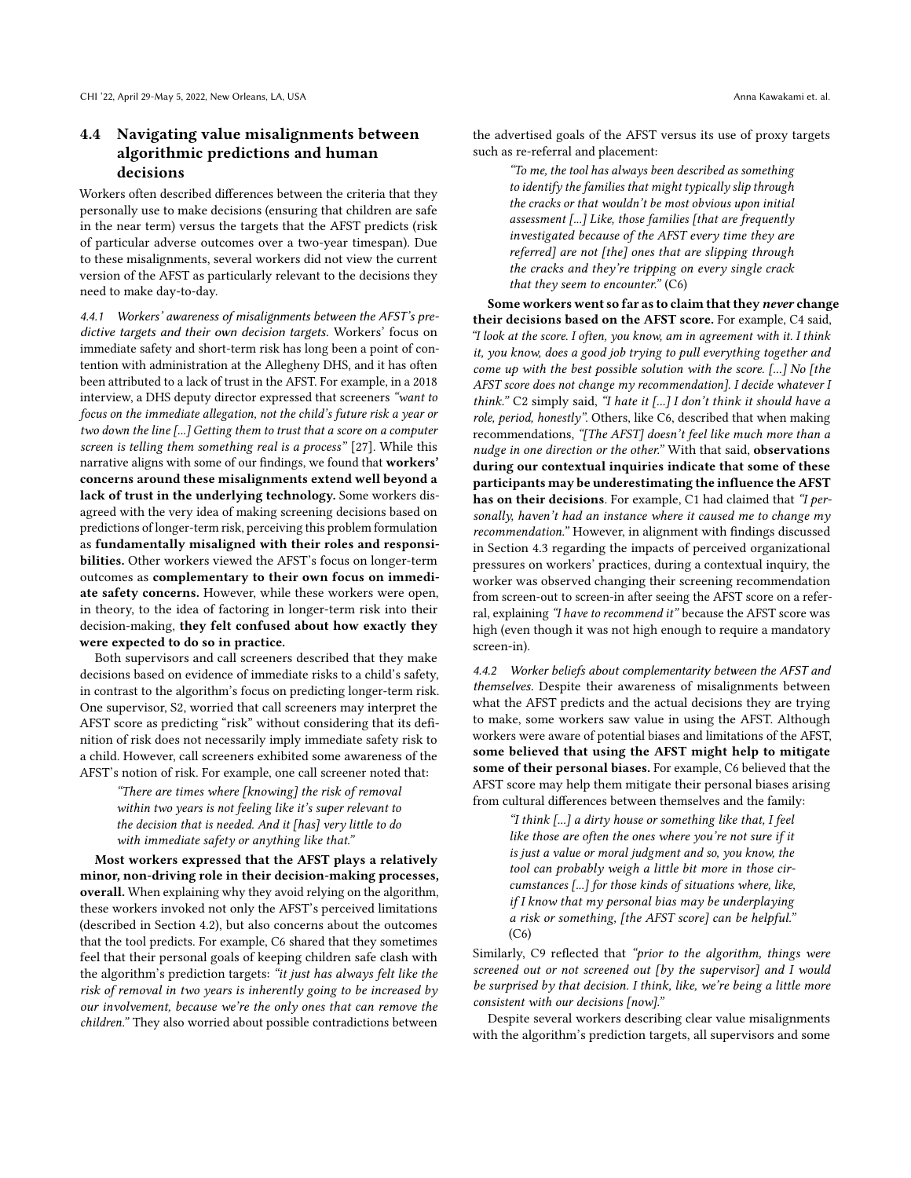## 4.4 Navigating value misalignments between algorithmic predictions and human decisions

Workers often described differences between the criteria that they personally use to make decisions (ensuring that children are safe in the near term) versus the targets that the AFST predicts (risk of particular adverse outcomes over a two-year timespan). Due to these misalignments, several workers did not view the current version of the AFST as particularly relevant to the decisions they need to make day-to-day.

*4.4.1 Workers' awareness of misalignments between the AFST's predictive targets and their own decision targets.* Workers' focus on immediate safety and short-term risk has long been a point of contention with administration at the Allegheny DHS, and it has often been attributed to a lack of trust in the AFST. For example, in a 2018 interview, a DHS deputy director expressed that screeners *"want to focus on the immediate allegation, not the child's future risk a year or two down the line [...] Getting them to trust that a score on a computer screen is telling them something real is a process"* [27]. While this narrative aligns with some of our findings, we found that **workers' concerns around these misalignments extend well beyond a lack of trust in the underlying technology.** Some workers disagreed with the very idea of making screening decisions based on predictions of longer-term risk, perceiving this problem formulation as **fundamentally misaligned with their roles and responsibilities.** Other workers viewed the AFST's focus on longer-term outcomes as **complementary to their own focus on immediate safety concerns.** However, while these workers were open, in theory, to the idea of factoring in longer-term risk into their decision-making, **they felt confused about how exactly they were expected to do so in practice.**

Both supervisors and call screeners described that they make decisions based on evidence of immediate risks to a child's safety, in contrast to the algorithm's focus on predicting longer-term risk. One supervisor, S2, worried that call screeners may interpret the AFST score as predicting "risk" without considering that its definition of risk does not necessarily imply immediate safety risk to a child. However, call screeners exhibited some awareness of the AFST's notion of risk. For example, one call screener noted that:

> *"There are times where [knowing] the risk of removal within two years is not feeling like it's super relevant to the decision that is needed. And it [has] very little to do with immediate safety or anything like that."*

**Most workers expressed that the AFST plays a relatively minor, non-driving role in their decision-making processes, overall.** When explaining why they avoid relying on the algorithm, these workers invoked not only the AFST's perceived limitations (described in Section 4.2), but also concerns about the outcomes that the tool predicts. For example, C6 shared that they sometimes feel that their personal goals of keeping children safe clash with the algorithm's prediction targets: *"it just has always felt like the risk of removal in two years is inherently going to be increased by our involvement, because we're the only ones that can remove the children."* They also worried about possible contradictions between the advertised goals of the AFST versus its use of proxy targets such as re-referral and placement:

> *"To me, the tool has always been described as something to identify the families that might typically slip through the cracks or that wouldn't be most obvious upon initial assessment [...] Like, those families [that are frequently investigated because of the AFST every time they are referred] are not [the] ones that are slipping through the cracks and they're tripping on every single crack that they seem to encounter."* (C6)

**Some workers went so far as to claim that they *never* change their decisions based on the AFST score.** For example, C4 said, *"I look at the score. I often, you know, am in agreement with it. I think it, you know, does a good job trying to pull everything together and come up with the best possible solution with the score. [...] No [the AFST score does not change my recommendation]. I decide whatever I think."* C2 simply said, *"I hate it [...] I don't think it should have a role, period, honestly"*. Others, like C6, described that when making recommendations, *"[The AFST] doesn't feel like much more than a nudge in one direction or the other."* With that said, **observations during our contextual inquiries indicate that some of these participants may be underestimating the influence the AFST has on their decisions**. For example, C1 had claimed that *"I personally, haven't had an instance where it caused me to change my recommendation."* However, in alignment with findings discussed in Section 4.3 regarding the impacts of perceived organizational pressures on workers' practices, during a contextual inquiry, the worker was observed changing their screening recommendation from screen-out to screen-in after seeing the AFST score on a referral, explaining *"I have to recommend it"* because the AFST score was high (even though it was not high enough to require a mandatory screen-in).

*4.4.2 Worker beliefs about complementarity between the AFST and themselves.* Despite their awareness of misalignments between what the AFST predicts and the actual decisions they are trying to make, some workers saw value in using the AFST. Although workers were aware of potential biases and limitations of the AFST, **some believed that using the AFST might help to mitigate some of their personal biases.** For example, C6 believed that the AFST score may help them mitigate their personal biases arising from cultural differences between themselves and the family:

> *"I think [...] a dirty house or something like that, I feel like those are often the ones where you're not sure if it is just a value or moral judgment and so, you know, the tool can probably weigh a little bit more in those circumstances [...] for those kinds of situations where, like, if I know that my personal bias may be underplaying a risk or something, [the AFST score] can be helpful."* (C6)

Similarly, C9 reflected that *"prior to the algorithm, things were screened out or not screened out [by the supervisor] and I would be surprised by that decision. I think, like, we're being a little more consistent with our decisions [now]."*

Despite several workers describing clear value misalignments with the algorithm's prediction targets, all supervisors and some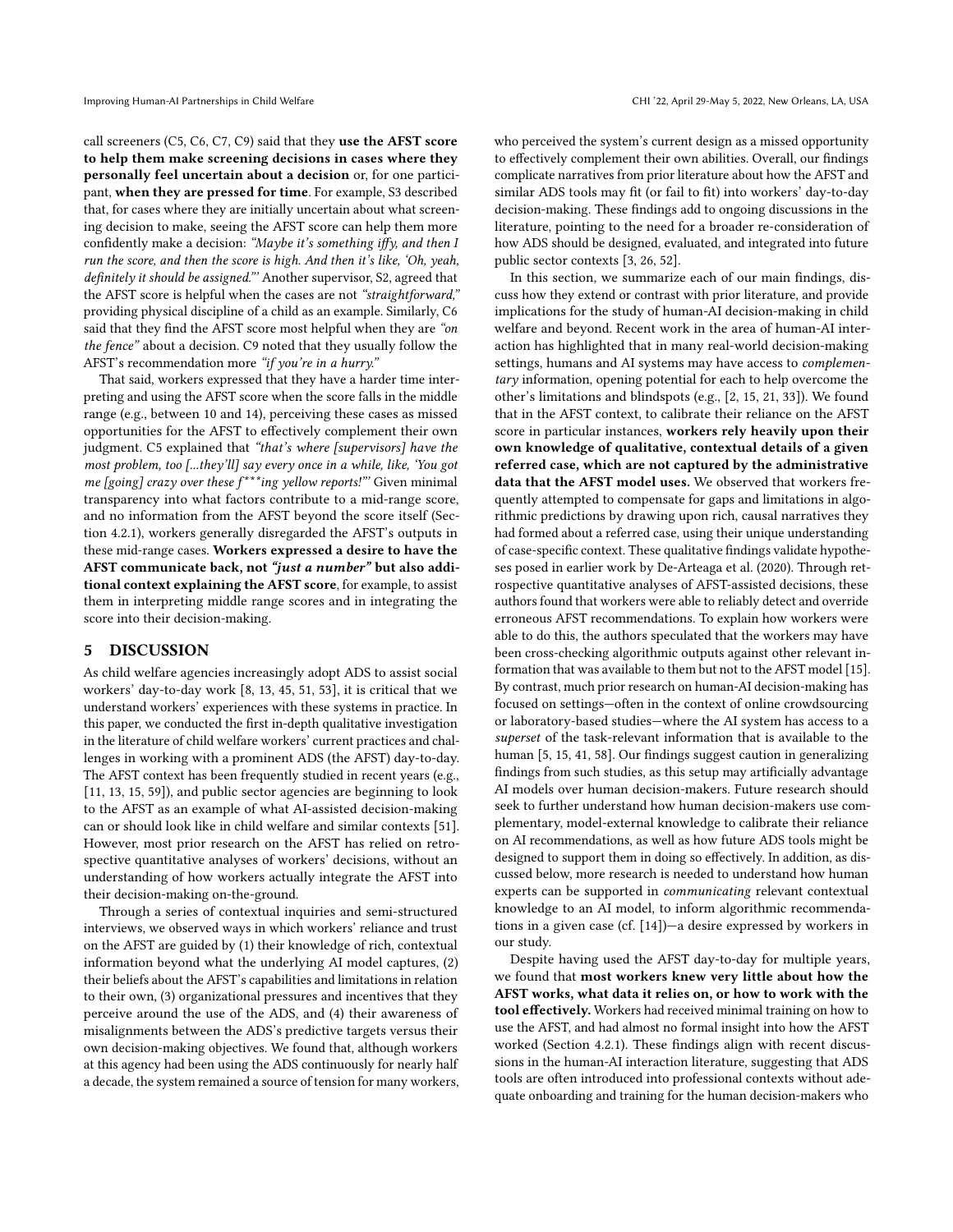call screeners (C5, C6, C7, C9) said that they **use the AFST score to help them make screening decisions in cases where they personally feel uncertain about a decision** or, for one participant, **when they are pressed for time**. For example, S3 described that, for cases where they are initially uncertain about what screening decision to make, seeing the AFST score can help them more confidently make a decision: *"Maybe it's something iffy, and then I run the score, and then the score is high. And then it's like, 'Oh, yeah, definitely it should be assigned.'"* Another supervisor, S2, agreed that the AFST score is helpful when the cases are not *"straightforward,"* providing physical discipline of a child as an example. Similarly, C6 said that they find the AFST score most helpful when they are *"on the fence"* about a decision. C9 noted that they usually follow the AFST's recommendation more *"if you're in a hurry."*

That said, workers expressed that they have a harder time interpreting and using the AFST score when the score falls in the middle range (e.g., between 10 and 14), perceiving these cases as missed opportunities for the AFST to effectively complement their own judgment. C5 explained that *"that's where [supervisors] have the most problem, too [...they'll] say every once in a while, like, 'You got me [going] crazy over these f***ing yellow reports!'"* Given minimal transparency into what factors contribute to a mid-range score, and no information from the AFST beyond the score itself (Section 4.2.1), workers generally disregarded the AFST's outputs in these mid-range cases. **Workers expressed a desire to have the AFST communicate back, not *"just a number"* but also additional context explaining the AFST score**, for example, to assist them in interpreting middle range scores and in integrating the score into their decision-making.

## 5 DISCUSSION

As child welfare agencies increasingly adopt ADS to assist social workers' day-to-day work [8, 13, 45, 51, 53], it is critical that we understand workers' experiences with these systems in practice. In this paper, we conducted the first in-depth qualitative investigation in the literature of child welfare workers' current practices and challenges in working with a prominent ADS (the AFST) day-to-day. The AFST context has been frequently studied in recent years (e.g., [11, 13, 15, 59]), and public sector agencies are beginning to look to the AFST as an example of what AI-assisted decision-making can or should look like in child welfare and similar contexts [51]. However, most prior research on the AFST has relied on retrospective quantitative analyses of workers' decisions, without an understanding of how workers actually integrate the AFST into their decision-making on-the-ground.

Through a series of contextual inquiries and semi-structured interviews, we observed ways in which workers' reliance and trust on the AFST are guided by (1) their knowledge of rich, contextual information beyond what the underlying AI model captures, (2) their beliefs about the AFST's capabilities and limitations in relation to their own, (3) organizational pressures and incentives that they perceive around the use of the ADS, and (4) their awareness of misalignments between the ADS's predictive targets versus their own decision-making objectives. We found that, although workers at this agency had been using the ADS continuously for nearly half a decade, the system remained a source of tension for many workers, who perceived the system's current design as a missed opportunity to effectively complement their own abilities. Overall, our findings complicate narratives from prior literature about how the AFST and similar ADS tools may fit (or fail to fit) into workers' day-to-day decision-making. These findings add to ongoing discussions in the literature, pointing to the need for a broader re-consideration of how ADS should be designed, evaluated, and integrated into future public sector contexts [3, 26, 52].

In this section, we summarize each of our main findings, discuss how they extend or contrast with prior literature, and provide implications for the study of human-AI decision-making in child welfare and beyond. Recent work in the area of human-AI interaction has highlighted that in many real-world decision-making settings, humans and AI systems may have access to *complementary* information, opening potential for each to help overcome the other's limitations and blindspots (e.g., [2, 15, 21, 33]). We found that in the AFST context, to calibrate their reliance on the AFST score in particular instances, **workers rely heavily upon their own knowledge of qualitative, contextual details of a given referred case, which are not captured by the administrative data that the AFST model uses.** We observed that workers frequently attempted to compensate for gaps and limitations in algorithmic predictions by drawing upon rich, causal narratives they had formed about a referred case, using their unique understanding of case-specific context. These qualitative findings validate hypotheses posed in earlier work by De-Arteaga et al. (2020). Through retrospective quantitative analyses of AFST-assisted decisions, these authors found that workers were able to reliably detect and override erroneous AFST recommendations. To explain how workers were able to do this, the authors speculated that the workers may have been cross-checking algorithmic outputs against other relevant information that was available to them but not to the AFST model [15]. By contrast, much prior research on human-AI decision-making has focused on settings—often in the context of online crowdsourcing or laboratory-based studies—where the AI system has access to a *superset* of the task-relevant information that is available to the human [5, 15, 41, 58]. Our findings suggest caution in generalizing findings from such studies, as this setup may artificially advantage AI models over human decision-makers. Future research should seek to further understand how human decision-makers use complementary, model-external knowledge to calibrate their reliance on AI recommendations, as well as how future ADS tools might be designed to support them in doing so effectively. In addition, as discussed below, more research is needed to understand how human experts can be supported in *communicating* relevant contextual knowledge to an AI model, to inform algorithmic recommendations in a given case (cf. [14])—a desire expressed by workers in our study.

Despite having used the AFST day-to-day for multiple years, we found that **most workers knew very little about how the AFST works, what data it relies on, or how to work with the tool effectively.** Workers had received minimal training on how to use the AFST, and had almost no formal insight into how the AFST worked (Section 4.2.1). These findings align with recent discussions in the human-AI interaction literature, suggesting that ADS tools are often introduced into professional contexts without adequate onboarding and training for the human decision-makers who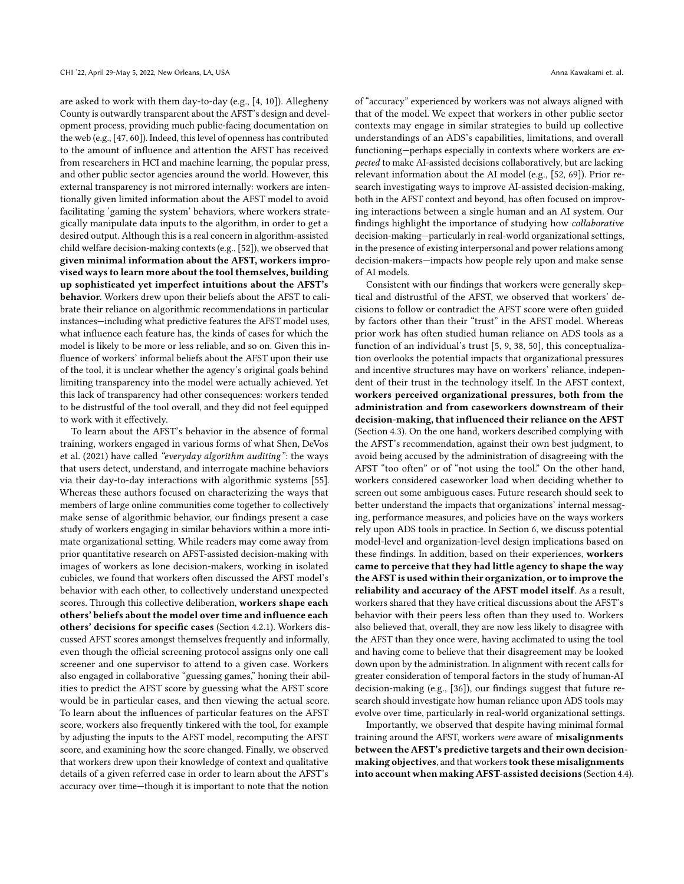are asked to work with them day-to-day (e.g., [4, 10]). Allegheny County is outwardly transparent about the AFST's design and development process, providing much public-facing documentation on the web (e.g., [47, 60]). Indeed, this level of openness has contributed to the amount of influence and attention the AFST has received from researchers in HCI and machine learning, the popular press, and other public sector agencies around the world. However, this external transparency is not mirrored internally: workers are intentionally given limited information about the AFST model to avoid facilitating 'gaming the system' behaviors, where workers strategically manipulate data inputs to the algorithm, in order to get a desired output. Although this is a real concern in algorithm-assisted child welfare decision-making contexts (e.g., [52]), we observed that **given minimal information about the AFST, workers improvised ways to learn more about the tool themselves, building up sophisticated yet imperfect intuitions about the AFST's behavior.** Workers drew upon their beliefs about the AFST to calibrate their reliance on algorithmic recommendations in particular instances—including what predictive features the AFST model uses, what influence each feature has, the kinds of cases for which the model is likely to be more or less reliable, and so on. Given this influence of workers' informal beliefs about the AFST upon their use of the tool, it is unclear whether the agency's original goals behind limiting transparency into the model were actually achieved. Yet this lack of transparency had other consequences: workers tended to be distrustful of the tool overall, and they did not feel equipped to work with it effectively.

To learn about the AFST's behavior in the absence of formal training, workers engaged in various forms of what Shen, DeVos et al. (2021) have called *"everyday algorithm auditing"*: the ways that users detect, understand, and interrogate machine behaviors via their day-to-day interactions with algorithmic systems [55]. Whereas these authors focused on characterizing the ways that members of large online communities come together to collectively make sense of algorithmic behavior, our findings present a case study of workers engaging in similar behaviors within a more intimate organizational setting. While readers may come away from prior quantitative research on AFST-assisted decision-making with images of workers as lone decision-makers, working in isolated cubicles, we found that workers often discussed the AFST model's behavior with each other, to collectively understand unexpected scores. Through this collective deliberation, **workers shape each others' beliefs about the model over time and influence each others' decisions for specific cases** (Section 4.2.1). Workers discussed AFST scores amongst themselves frequently and informally, even though the official screening protocol assigns only one call screener and one supervisor to attend to a given case. Workers also engaged in collaborative "guessing games," honing their abilities to predict the AFST score by guessing what the AFST score would be in particular cases, and then viewing the actual score. To learn about the influences of particular features on the AFST score, workers also frequently tinkered with the tool, for example by adjusting the inputs to the AFST model, recomputing the AFST score, and examining how the score changed. Finally, we observed that workers drew upon their knowledge of context and qualitative details of a given referred case in order to learn about the AFST's accuracy over time—though it is important to note that the notion of "accuracy" experienced by workers was not always aligned with that of the model. We expect that workers in other public sector contexts may engage in similar strategies to build up collective understandings of an ADS's capabilities, limitations, and overall functioning—perhaps especially in contexts where workers are *expected* to make AI-assisted decisions collaboratively, but are lacking relevant information about the AI model (e.g., [52, 69]). Prior research investigating ways to improve AI-assisted decision-making, both in the AFST context and beyond, has often focused on improving interactions between a single human and an AI system. Our findings highlight the importance of studying how *collaborative* decision-making—particularly in real-world organizational settings, in the presence of existing interpersonal and power relations among decision-makers—impacts how people rely upon and make sense of AI models.

Consistent with our findings that workers were generally skeptical and distrustful of the AFST, we observed that workers' decisions to follow or contradict the AFST score were often guided by factors other than their "trust" in the AFST model. Whereas prior work has often studied human reliance on ADS tools as a function of an individual's trust [5, 9, 38, 50], this conceptualization overlooks the potential impacts that organizational pressures and incentive structures may have on workers' reliance, independent of their trust in the technology itself. In the AFST context, **workers perceived organizational pressures, both from the administration and from caseworkers downstream of their decision-making, that influenced their reliance on the AFST** (Section 4.3). On the one hand, workers described complying with the AFST's recommendation, against their own best judgment, to avoid being accused by the administration of disagreeing with the AFST "too often" or of "not using the tool." On the other hand, workers considered caseworker load when deciding whether to screen out some ambiguous cases. Future research should seek to better understand the impacts that organizations' internal messaging, performance measures, and policies have on the ways workers rely upon ADS tools in practice. In Section 6, we discuss potential model-level and organization-level design implications based on these findings. In addition, based on their experiences, **workers came to perceive that they had little agency to shape the way the AFST is used within their organization, or to improve the reliability and accuracy of the AFST model itself**. As a result, workers shared that they have critical discussions about the AFST's behavior with their peers less often than they used to. Workers also believed that, overall, they are now less likely to disagree with the AFST than they once were, having acclimated to using the tool and having come to believe that their disagreement may be looked down upon by the administration. In alignment with recent calls for greater consideration of temporal factors in the study of human-AI decision-making (e.g., [36]), our findings suggest that future research should investigate how human reliance upon ADS tools may evolve over time, particularly in real-world organizational settings.

Importantly, we observed that despite having minimal formal training around the AFST, workers *were* aware of **misalignments between the AFST's predictive targets and their own decision-making objectives**, and that workers **took these misalignments into account when making AFST-assisted decisions** (Section 4.4).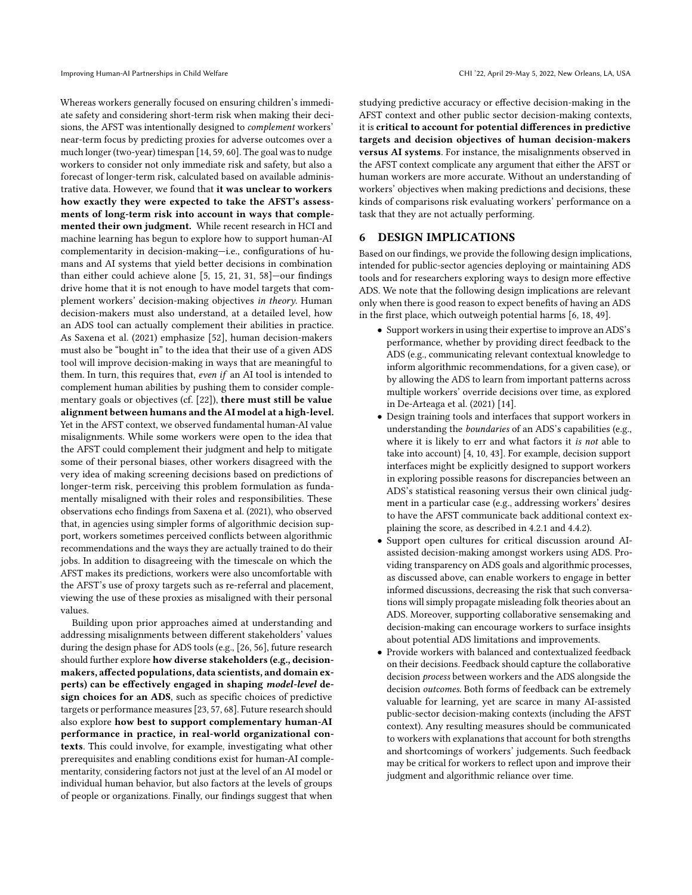Whereas workers generally focused on ensuring children's immediate safety and considering short-term risk when making their decisions, the AFST was intentionally designed to *complement* workers' near-term focus by predicting proxies for adverse outcomes over a much longer (two-year) timespan [14, 59, 60]. The goal was to nudge workers to consider not only immediate risk and safety, but also a forecast of longer-term risk, calculated based on available administrative data. However, we found that **it was unclear to workers how exactly they were expected to take the AFST's assessments of long-term risk into account in ways that complemented their own judgment.** While recent research in HCI and machine learning has begun to explore how to support human-AI complementarity in decision-making—i.e., configurations of humans and AI systems that yield better decisions in combination than either could achieve alone [5, 15, 21, 31, 58]—our findings drive home that it is not enough to have model targets that complement workers' decision-making objectives *in theory*. Human decision-makers must also understand, at a detailed level, how an ADS tool can actually complement their abilities in practice. As Saxena et al. (2021) emphasize [52], human decision-makers must also be "bought in" to the idea that their use of a given ADS tool will improve decision-making in ways that are meaningful to them. In turn, this requires that, *even if* an AI tool is intended to complement human abilities by pushing them to consider complementary goals or objectives (cf. [22]), **there must still be value alignment between humans and the AI model at a high-level.** Yet in the AFST context, we observed fundamental human-AI value misalignments. While some workers were open to the idea that the AFST could complement their judgment and help to mitigate some of their personal biases, other workers disagreed with the very idea of making screening decisions based on predictions of longer-term risk, perceiving this problem formulation as fundamentally misaligned with their roles and responsibilities. These observations echo findings from Saxena et al. (2021), who observed that, in agencies using simpler forms of algorithmic decision support, workers sometimes perceived conflicts between algorithmic recommendations and the ways they are actually trained to do their jobs. In addition to disagreeing with the timescale on which the AFST makes its predictions, workers were also uncomfortable with the AFST's use of proxy targets such as re-referral and placement, viewing the use of these proxies as misaligned with their personal values.

Building upon prior approaches aimed at understanding and addressing misalignments between different stakeholders' values during the design phase for ADS tools (e.g., [26, 56], future research should further explore **how diverse stakeholders (e.g., decision-makers, affected populations, data scientists, and domain experts) can be effectively engaged in shaping *model-level* design choices for an ADS**, such as specific choices of predictive targets or performance measures [23, 57, 68]. Future research should also explore **how best to support complementary human-AI performance in practice, in real-world organizational contexts**. This could involve, for example, investigating what other prerequisites and enabling conditions exist for human-AI complementarity, considering factors not just at the level of an AI model or individual human behavior, but also factors at the levels of groups of people or organizations. Finally, our findings suggest that when studying predictive accuracy or effective decision-making in the AFST context and other public sector decision-making contexts, it is **critical to account for potential differences in predictive targets and decision objectives of human decision-makers versus AI systems**. For instance, the misalignments observed in the AFST context complicate any argument that either the AFST or human workers are more accurate. Without an understanding of workers' objectives when making predictions and decisions, these kinds of comparisons risk evaluating workers' performance on a task that they are not actually performing.

## 6 DESIGN IMPLICATIONS

Based on our findings, we provide the following design implications, intended for public-sector agencies deploying or maintaining ADS tools and for researchers exploring ways to design more effective ADS. We note that the following design implications are relevant only when there is good reason to expect benefits of having an ADS in the first place, which outweigh potential harms [6, 18, 49].

- Support workers in using their expertise to improve an ADS's performance, whether by providing direct feedback to the ADS (e.g., communicating relevant contextual knowledge to inform algorithmic recommendations, for a given case), or by allowing the ADS to learn from important patterns across multiple workers' override decisions over time, as explored in De-Arteaga et al. (2021) [14].
- Design training tools and interfaces that support workers in understanding the *boundaries* of an ADS's capabilities (e.g., where it is likely to err and what factors it *is not* able to take into account) [4, 10, 43]. For example, decision support interfaces might be explicitly designed to support workers in exploring possible reasons for discrepancies between an ADS's statistical reasoning versus their own clinical judgment in a particular case (e.g., addressing workers' desires to have the AFST communicate back additional context explaining the score, as described in 4.2.1 and 4.4.2).
- Support open cultures for critical discussion around AI-assisted decision-making amongst workers using ADS. Providing transparency on ADS goals and algorithmic processes, as discussed above, can enable workers to engage in better informed discussions, decreasing the risk that such conversations will simply propagate misleading folk theories about an ADS. Moreover, supporting collaborative sensemaking and decision-making can encourage workers to surface insights about potential ADS limitations and improvements.
- Provide workers with balanced and contextualized feedback on their decisions. Feedback should capture the collaborative decision *process* between workers and the ADS alongside the decision *outcomes*. Both forms of feedback can be extremely valuable for learning, yet are scarce in many AI-assisted public-sector decision-making contexts (including the AFST context). Any resulting measures should be communicated to workers with explanations that account for both strengths and shortcomings of workers' judgements. Such feedback may be critical for workers to reflect upon and improve their judgment and algorithmic reliance over time.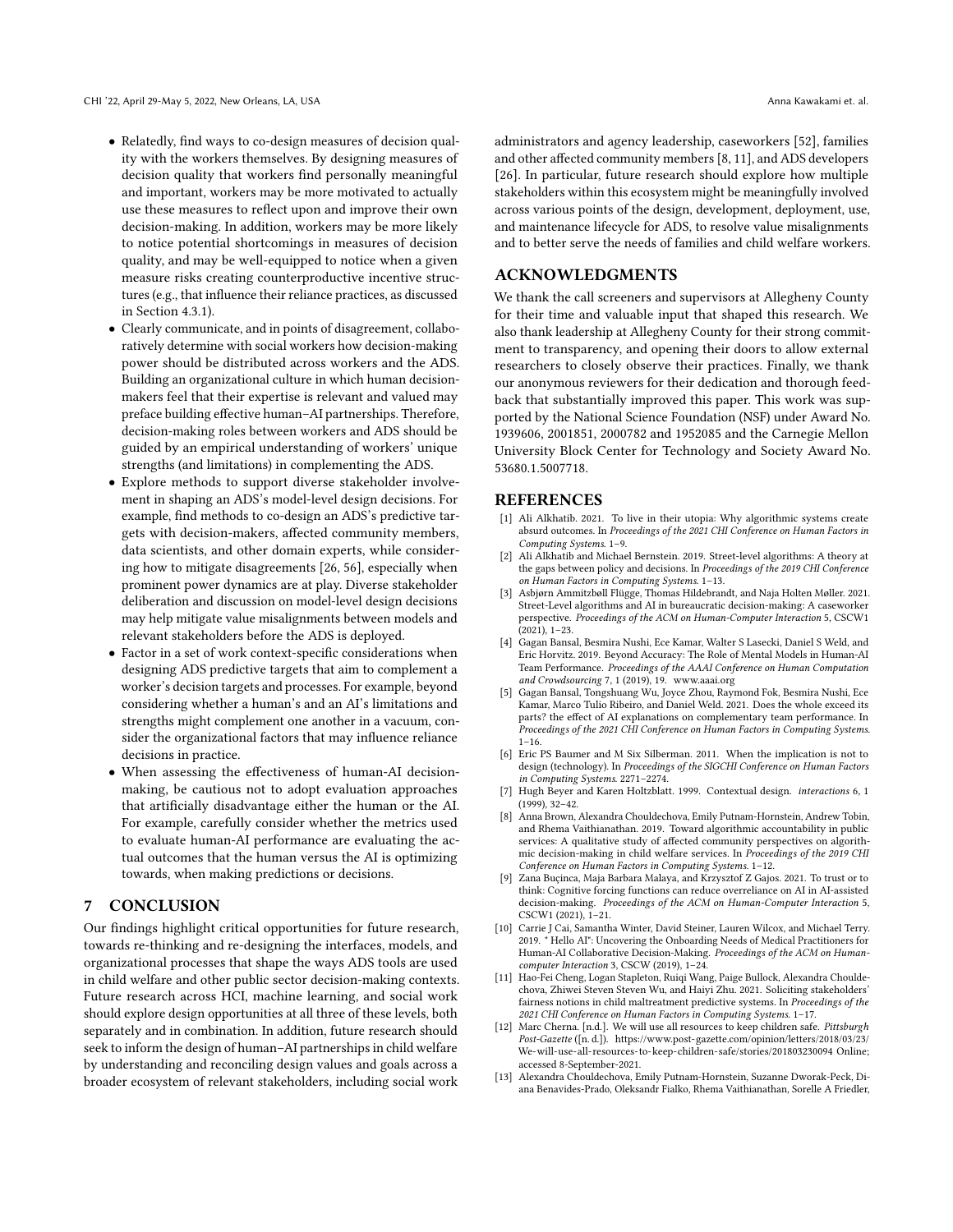- Relatedly, find ways to co-design measures of decision quality with the workers themselves. By designing measures of decision quality that workers find personally meaningful and important, workers may be more motivated to actually use these measures to reflect upon and improve their own decision-making. In addition, workers may be more likely to notice potential shortcomings in measures of decision quality, and may be well-equipped to notice when a given measure risks creating counterproductive incentive structures (e.g., that influence their reliance practices, as discussed in Section 4.3.1).
- Clearly communicate, and in points of disagreement, collaboratively determine with social workers how decision-making power should be distributed across workers and the ADS. Building an organizational culture in which human decision-makers feel that their expertise is relevant and valued may preface building effective human–AI partnerships. Therefore, decision-making roles between workers and ADS should be guided by an empirical understanding of workers' unique strengths (and limitations) in complementing the ADS.
- Explore methods to support diverse stakeholder involvement in shaping an ADS's model-level design decisions. For example, find methods to co-design an ADS's predictive targets with decision-makers, affected community members, data scientists, and other domain experts, while considering how to mitigate disagreements [26, 56], especially when prominent power dynamics are at play. Diverse stakeholder deliberation and discussion on model-level design decisions may help mitigate value misalignments between models and relevant stakeholders before the ADS is deployed.
- Factor in a set of work context-specific considerations when designing ADS predictive targets that aim to complement a worker's decision targets and processes. For example, beyond considering whether a human's and an AI's limitations and strengths might complement one another in a vacuum, consider the organizational factors that may influence reliance decisions in practice.
- When assessing the effectiveness of human-AI decision-making, be cautious not to adopt evaluation approaches that artificially disadvantage either the human or the AI. For example, carefully consider whether the metrics used to evaluate human-AI performance are evaluating the actual outcomes that the human versus the AI is optimizing towards, when making predictions or decisions.

## 7 CONCLUSION

Our findings highlight critical opportunities for future research, towards re-thinking and re-designing the interfaces, models, and organizational processes that shape the ways ADS tools are used in child welfare and other public sector decision-making contexts. Future research across HCI, machine learning, and social work should explore design opportunities at all three of these levels, both separately and in combination. In addition, future research should seek to inform the design of human–AI partnerships in child welfare by understanding and reconciling design values and goals across a broader ecosystem of relevant stakeholders, including social work administrators and agency leadership, caseworkers [52], families and other affected community members [8, 11], and ADS developers [26]. In particular, future research should explore how multiple stakeholders within this ecosystem might be meaningfully involved across various points of the design, development, deployment, use, and maintenance lifecycle for ADS, to resolve value misalignments and to better serve the needs of families and child welfare workers.

## ACKNOWLEDGMENTS

We thank the call screeners and supervisors at Allegheny County for their time and valuable input that shaped this research. We also thank leadership at Allegheny County for their strong commitment to transparency, and opening their doors to allow external researchers to closely observe their practices. Finally, we thank our anonymous reviewers for their dedication and thorough feedback that substantially improved this paper. This work was supported by the National Science Foundation (NSF) under Award No. 1939606, 2001851, 2000782 and 1952085 and the Carnegie Mellon University Block Center for Technology and Society Award No. 53680.1.5007718.

## REFERENCES

[1] Ali Alkhatib. 2021. To live in their utopia: Why algorithmic systems create absurd outcomes. In *Proceedings of the 2021 CHI Conference on Human Factors in Computing Systems*. 1–9.

[2] Ali Alkhatib and Michael Bernstein. 2019. Street-level algorithms: A theory at the gaps between policy and decisions. In *Proceedings of the 2019 CHI Conference on Human Factors in Computing Systems*. 1–13.

[3] Asbjørn Ammitzbøll Flügge, Thomas Hildebrandt, and Naja Holten Møller. 2021. Street-Level Algorithms and AI in bureaucratic decision-making: A caseworker perspective. *Proceedings of the ACM on Human-Computer Interaction* 5, CSCW1 (2021), 1–23.

[4] Gagan Bansal, Besmira Nushi, Ece Kamar, Walter S Lasecki, Daniel S Weld, and Eric Horvitz. 2019. Beyond Accuracy: The Role of Mental Models in Human-AI Team Performance. *Proceedings of the AAAI Conference on Human Computation and Crowdsourcing* 7, 1 (2019), 19. www.aaai.org

[5] Gagan Bansal, Tongshuang Wu, Joyce Zhou, Raymond Fok, Besmira Nushi, Ece Kamar, Marco Tulio Ribeiro, and Daniel Weld. 2021. Does the whole exceed its parts? the effect of AI explanations on complementary team performance. In *Proceedings of the 2021 CHI Conference on Human Factors in Computing Systems*. 1–16.

[6] Eric PS Baumer and M Six Silberman. 2011. When the implication is not to design (technology). In *Proceedings of the SIGCHI Conference on Human Factors in Computing Systems*. 2271–2274.

[7] Hugh Beyer and Karen Holtzblatt. 1999. Contextual design. *interactions* 6, 1 (1999), 32–42.

[8] Anna Brown, Alexandra Chouldechova, Emily Putnam-Hornstein, Andrew Tobin, and Rhema Vaithianathan. 2019. Toward algorithmic accountability in public services: A qualitative study of affected community perspectives on algorithmic decision-making in child welfare services. In *Proceedings of the 2019 CHI Conference on Human Factors in Computing Systems*. 1–12.

[9] Zana Buçinca, Maja Barbara Malaya, and Krzysztof Z Gajos. 2021. To trust or to think: Cognitive forcing functions can reduce overreliance on AI in AI-assisted decision-making. *Proceedings of the ACM on Human-Computer Interaction* 5, CSCW1 (2021), 1–21.

[10] Carrie J Cai, Samantha Winter, David Steiner, Lauren Wilcox, and Michael Terry. 2019. " Hello AI": Uncovering the Onboarding Needs of Medical Practitioners for Human-AI Collaborative Decision-Making. *Proceedings of the ACM on Human-computer Interaction* 3, CSCW (2019), 1–24.

[11] Hao-Fei Cheng, Logan Stapleton, Ruiqi Wang, Paige Bullock, Alexandra Chouldechova, Zhiwei Steven Steven Wu, and Haiyi Zhu. 2021. Soliciting stakeholders' fairness notions in child maltreatment predictive systems. In *Proceedings of the 2021 CHI Conference on Human Factors in Computing Systems*. 1–17.

[12] Marc Cherna. [n.d.]. We will use all resources to keep children safe. *Pittsburgh Post-Gazette* ([n. d.]). https://www.post-gazette.com/opinion/letters/2018/03/23/We-will-use-all-resources-to-keep-children-safe/stories/201803230094 Online; accessed 8-September-2021.

[13] Alexandra Chouldechova, Emily Putnam-Hornstein, Suzanne Dworak-Peck, Diana Benavides-Prado, Oleksandr Fialko, Rhema Vaithianathan, Sorelle A Friedler,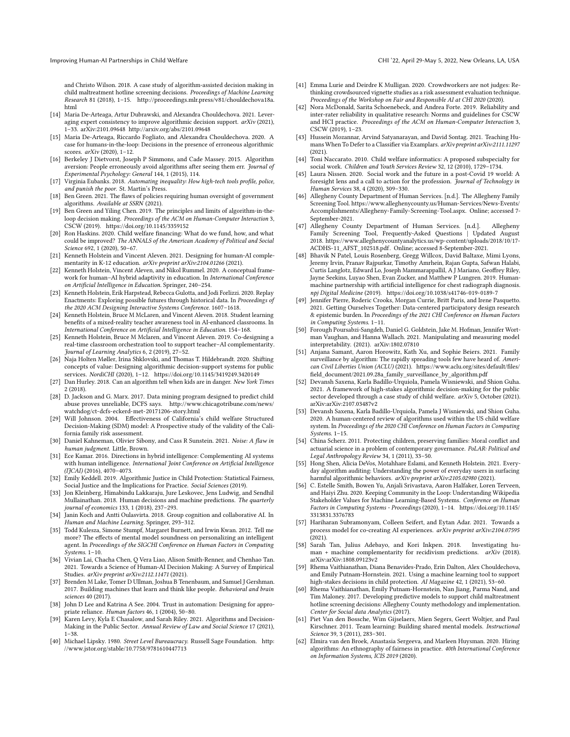and Christo Wilson. 2018. A case study of algorithm-assisted decision making in child maltreatment hotline screening decisions. *Proceedings of Machine Learning Research* 81 (2018), 1–15. http://proceedings.mlr.press/v81/chouldechova18a.html

[14] Maria De-Arteaga, Artur Dubrawski, and Alexandra Chouldechova. 2021. Leveraging expert consistency to improve algorithmic decision support. *arXiv* (2021), 1–33. arXiv:2101.09648 http://arxiv.org/abs/2101.09648

[15] Maria De-Arteaga, Riccardo Fogliato, and Alexandra Chouldechova. 2020. A case for humans-in-the-loop: Decisions in the presence of erroneous algorithmic scores. *arXiv* (2020), 1–12.

[16] Berkeley J Dietvorst, Joseph P Simmons, and Cade Massey. 2015. Algorithm aversion: People erroneously avoid algorithms after seeing them err. *Journal of Experimental Psychology: General* 144, 1 (2015), 114.

[17] Virginia Eubanks. 2018. *Automating inequality: How high-tech tools profile, police, and punish the poor.* St. Martin's Press.

[18] Ben Green. 2021. The flaws of policies requiring human oversight of government algorithms. *Available at SSRN* (2021).

[19] Ben Green and Yiling Chen. 2019. The principles and limits of algorithm-in-the-loop decision making. *Proceedings of the ACM on Human-Computer Interaction* 3, CSCW (2019). https://doi.org/10.1145/3359152

[20] Ron Haskins. 2020. Child welfare financing: What do we fund, how, and what could be improved? *The ANNALS of the American Academy of Political and Social Science* 692, 1 (2020), 50–67.

[21] Kenneth Holstein and Vincent Aleven. 2021. Designing for human-AI complementarity in K-12 education. *arXiv preprint arXiv:2104.01266* (2021).

[22] Kenneth Holstein, Vincent Aleven, and Nikol Rummel. 2020. A conceptual framework for human–AI hybrid adaptivity in education. In *International Conference on Artificial Intelligence in Education*. Springer, 240–254.

[23] Kenneth Holstein, Erik Harpstead, Rebecca Gulotta, and Jodi Forlizzi. 2020. Replay Enactments: Exploring possible futures through historical data. In *Proceedings of the 2020 ACM Designing Interactive Systems Conference*. 1607–1618.

[24] Kenneth Holstein, Bruce M McLaren, and Vincent Aleven. 2018. Student learning benefits of a mixed-reality teacher awareness tool in AI-enhanced classrooms. In *International Conference on Artificial Intelligence in Education*. 154–168.

[25] Kenneth Holstein, Bruce M Mclaren, and Vincent Aleven. 2019. Co-designing a real-time classroom orchestration tool to support teacher–AI complementarity. *Journal of Learning Analytics* 6, 2 (2019), 27–52.

[26] Naja Holten Møller, Irina Shklovski, and Thomas T. Hildebrandt. 2020. Shifting concepts of value: Designing algorithmic decision-support systems for public services. *NordiCHI* (2020), 1–12. https://doi.org/10.1145/3419249.3420149

[27] Dan Hurley. 2018. Can an algorithm tell when kids are in danger. *New York Times* 2 (2018).

[28] D. Jackson and G. Marx. 2017. Data mining program designed to predict child abuse proves unreliable, DCFS says. http://www.chicagotribune.com/news/watchdog/ct-dcfs-eckerd-met-20171206-story.html

[29] Will Johnson. 2004. Effectiveness of California's child welfare Structured Decision-Making (SDM) model: A Prospective study of the validity of the California family risk assessment.

[30] Daniel Kahneman, Olivier Sibony, and Cass R Sunstein. 2021. *Noise: A flaw in human judgment.* Little, Brown.

[31] Ece Kamar. 2016. Directions in hybrid intelligence: Complementing AI systems with human intelligence. *International Joint Conference on Artificial Intelligence (IJCAI)* (2016), 4070–4073.

[32] Emily Keddell. 2019. Algorithmic Justice in Child Protection: Statistical Fairness, Social Justice and the Implications for Practice. *Social Sciences* (2019).

[33] Jon Kleinberg, Himabindu Lakkaraju, Jure Leskovec, Jens Ludwig, and Sendhil Mullainathan. 2018. Human decisions and machine predictions. *The quarterly journal of economics* 133, 1 (2018), 237–293.

[34] Janin Koch and Antti Oulasvirta. 2018. Group cognition and collaborative AI. In *Human and Machine Learning*. Springer, 293–312.

[35] Todd Kulesza, Simone Stumpf, Margaret Burnett, and Irwin Kwan. 2012. Tell me more? The effects of mental model soundness on personalizing an intelligent agent. In *Proceedings of the SIGCHI Conference on Human Factors in Computing Systems*. 1–10.

[36] Vivian Lai, Chacha Chen, Q Vera Liao, Alison Smith-Renner, and Chenhao Tan. 2021. Towards a Science of Human-AI Decision Making: A Survey of Empirical Studies. *arXiv preprint arXiv:2112.11471* (2021).

[37] Brenden M Lake, Tomer D Ullman, Joshua B Tenenbaum, and Samuel J Gershman. 2017. Building machines that learn and think like people. *Behavioral and brain sciences* 40 (2017).

[38] John D Lee and Katrina A See. 2004. Trust in automation: Designing for appropriate reliance. *Human factors* 46, 1 (2004), 50–80.

[39] Karen Levy, Kyla E Chasalow, and Sarah Riley. 2021. Algorithms and Decision-Making in the Public Sector. *Annual Review of Law and Social Science* 17 (2021), 1–38.

[40] Michael Lipsky. 1980. *Street Level Bureaucracy.* Russell Sage Foundation. http://www.jstor.org/stable/10.7758/9781610447713

[41] Emma Lurie and Deirdre K Mulligan. 2020. Crowdworkers are not judges: Rethinking crowdsourced vignette studies as a risk assessment evaluation technique. *Proceedings of the Workshop on Fair and Responsible AI at CHI 2020* (2020).

[42] Nora McDonald, Sarita Schoenebeck, and Andrea Forte. 2019. Reliability and inter-rater reliability in qualitative research: Norms and guidelines for CSCW and HCI practice. *Proceedings of the ACM on Human-Computer Interaction* 3, CSCW (2019), 1–23.

[43] Hussein Mozannar, Arvind Satyanarayan, and David Sontag. 2021. Teaching Humans When To Defer to a Classifier via Examplars. *arXiv preprint arXiv:2111.11297* (2021).

[44] Toni Naccarato. 2010. Child welfare informatics: A proposed subspecialty for social work. *Children and Youth Services Review* 32, 12 (2010), 1729–1734.

[45] Laura Nissen. 2020. Social work and the future in a post-Covid 19 world: A foresight lens and a call to action for the profession. *Journal of Technology in Human Services* 38, 4 (2020), 309–330.

[46] Allegheny County Department of Human Services. [n.d.]. The Allegheny Family Screening Tool. https://www.alleghenycounty.us/Human-Services/News-Events/Accomplishments/Allegheny-Family-Screening-Tool.aspx. Online; accessed 7-September-2021.

[47] Allegheny County Department of Human Services. [n.d.]. Allegheny Family Screening Tool, Frequently-Asked Questions | Updated August 2018. https://www.alleghenycountyanalytics.us/wp-content/uploads/2018/10/17-ACDHS-11_AFST_102518.pdf. Online; accessed 8-September-2021.

[48] Bhavik N Patel, Louis Rosenberg, Gregg Willcox, David Baltaxe, Mimi Lyons, Jeremy Irvin, Pranav Rajpurkar, Timothy Amrhein, Rajan Gupta, Safwan Halabi, Curtis Langlotz, Edward Lo, Joseph Mammarappallil, A J Mariano, Geoffrey Riley, Jayne Seekins, Luyao Shen, Evan Zucker, and Matthew P Lungren. 2019. Human-machine partnership with artificial intelligence for chest radiograph diagnosis. *npj Digital Medicine* (2019). https://doi.org/10.1038/s41746-019-0189-7

[49] Jennifer Pierre, Roderic Crooks, Morgan Currie, Britt Paris, and Irene Pasquetto. 2021. Getting Ourselves Together: Data-centered participatory design research & epistemic burden. In *Proceedings of the 2021 CHI Conference on Human Factors in Computing Systems*. 1–11.

[50] Forough Poursabzi-Sangdeh, Daniel G. Goldstein, Jake M. Hofman, Jennifer Wortman Vaughan, and Hanna Wallach. 2021. Manipulating and measuring model interpretability. (2021). arXiv:1802.07810

[51] Anjana Samant, Aaron Horowitz, Kath Xu, and Sophie Beiers. 2021. Family surveillance by algorithm: The rapidly spreading tools few have heard of. *American Civil Liberties Union (ACLU)* (2021). https://www.aclu.org/sites/default/files/field_document/2021.09.28a_family_surveillance_by_algorithm.pdf

[52] Devansh Saxena, Karla Badillo-Urquiola, Pamela Wisniewski, and Shion Guha. 2021. A framework of high-stakes algorithmic decision-making for the public sector developed through a case study of child welfare. *arXiv* 5, October (2021). arXiv:arXiv:2107.03487v2

[53] Devansh Saxena, Karla Badillo-Urquiola, Pamela J Wisniewski, and Shion Guha. 2020. A human-centered review of algorithms used within the US child welfare system. In *Proceedings of the 2020 CHI Conference on Human Factors in Computing Systems*. 1–15.

[54] China Scherz. 2011. Protecting children, preserving families: Moral conflict and actuarial science in a problem of contemporary governance. *PoLAR: Political and Legal Anthropology Review* 34, 1 (2011), 33–50.

[55] Hong Shen, Alicia DeVos, Motahhare Eslami, and Kenneth Holstein. 2021. Everyday algorithm auditing: Understanding the power of everyday users in surfacing harmful algorithmic behaviors. *arXiv preprint arXiv:2105.02980* (2021).

[56] C. Estelle Smith, Bowen Yu, Anjali Srivastava, Aaron Halfaker, Loren Terveen, and Haiyi Zhu. 2020. Keeping Community in the Loop: Understanding Wikipedia Stakeholder Values for Machine Learning-Based Systems. *Conference on Human Factors in Computing Systems - Proceedings* (2020), 1–14. https://doi.org/10.1145/3313831.3376783

[57] Hariharan Subramonyam, Colleen Seifert, and Eytan Adar. 2021. Towards a process model for co-creating AI experiences. *arXiv preprint arXiv:2104.07595* (2021).

[58] Sarah Tan, Julius Adebayo, and Kori Inkpen. 2018. Investigating human + machine complementarity for recidivism predictions. *arXiv* (2018). arXiv:arXiv:1808.09123v2

[59] Rhema Vaithianathan, Diana Benavides-Prado, Erin Dalton, Alex Chouldechova, and Emily Putnam-Hornstein. 2021. Using a machine learning tool to support high-stakes decisions in child protection. *AI Magazine* 42, 1 (2021), 53–60.

[60] Rhema Vaithianathan, Emily Putnam-Hornstein, Nan Jiang, Parma Nand, and Tim Maloney. 2017. Developing predictive models to support child maltreatment hotline screening decisions: Allegheny County methodology and implementation. *Center for Social data Analytics* (2017).

[61] Piet Van den Bossche, Wim Gijselaers, Mien Segers, Geert Woltjer, and Paul Kirschner. 2011. Team learning: Building shared mental models. *Instructional Science* 39, 3 (2011), 283–301.

[62] Elmira van den Broek, Anastasia Sergeeva, and Marleen Huysman. 2020. Hiring algorithms: An ethnography of fairness in practice. *40th International Conference on Information Systems, ICIS 2019* (2020).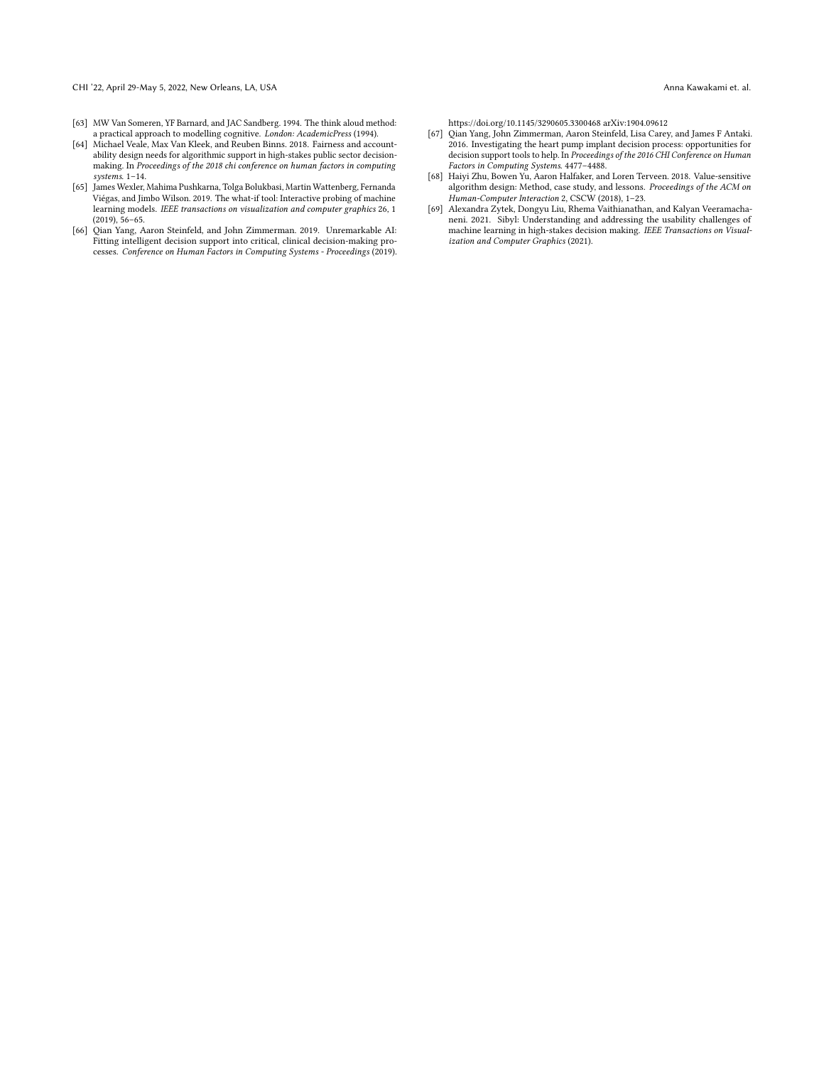- [63] MW Van Someren, YF Barnard, and JAC Sandberg. 1994. The think aloud method: a practical approach to modelling cognitive. *London: AcademicPress* (1994).
- [64] Michael Veale, Max Van Kleek, and Reuben Binns. 2018. Fairness and accountability design needs for algorithmic support in high-stakes public sector decision-making. In *Proceedings of the 2018 chi conference on human factors in computing systems*. 1–14.
- [65] James Wexler, Mahima Pushkarna, Tolga Bolukbasi, Martin Wattenberg, Fernanda Viégas, and Jimbo Wilson. 2019. The what-if tool: Interactive probing of machine learning models. *IEEE transactions on visualization and computer graphics* 26, 1 (2019), 56–65.
- [66] Qian Yang, Aaron Steinfeld, and John Zimmerman. 2019. Unremarkable AI: Fitting intelligent decision support into critical, clinical decision-making processes. *Conference on Human Factors in Computing Systems - Proceedings* (2019). https://doi.org/10.1145/3290605.3300468 arXiv:1904.09612
- [67] Qian Yang, John Zimmerman, Aaron Steinfeld, Lisa Carey, and James F Antaki. 2016. Investigating the heart pump implant decision process: opportunities for decision support tools to help. In *Proceedings of the 2016 CHI Conference on Human Factors in Computing Systems*. 4477–4488.
- [68] Haiyi Zhu, Bowen Yu, Aaron Halfaker, and Loren Terveen. 2018. Value-sensitive algorithm design: Method, case study, and lessons. *Proceedings of the ACM on Human-Computer Interaction* 2, CSCW (2018), 1–23.
- [69] Alexandra Zytek, Dongyu Liu, Rhema Vaithianathan, and Kalyan Veeramachaneni. 2021. Sibyl: Understanding and addressing the usability challenges of machine learning in high-stakes decision making. *IEEE Transactions on Visualization and Computer Graphics* (2021).